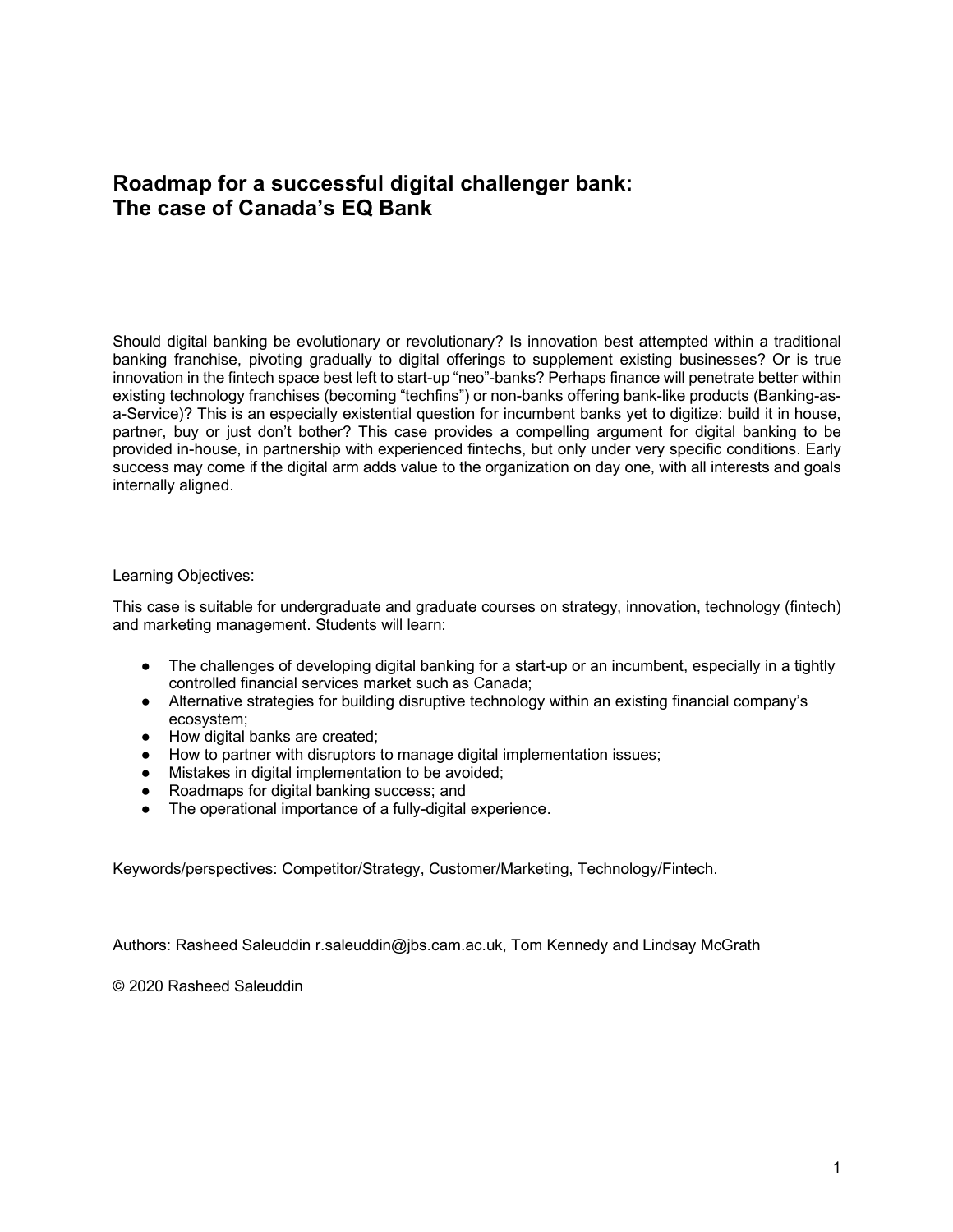# Roadmap for a successful digital challenger bank: The case of Canada's EQ Bank

Should digital banking be evolutionary or revolutionary? Is innovation best attempted within a traditional banking franchise, pivoting gradually to digital offerings to supplement existing businesses? Or is true innovation in the fintech space best left to start-up "neo"-banks? Perhaps finance will penetrate better within existing technology franchises (becoming "techfins") or non-banks offering bank-like products (Banking-as-a-Service)? This is an especially existential question for incumbent banks yet to digitize: build it in house, partner, buy or just don't bother? This case provides a compelling argument for digital banking to be provided in-house, in partnership with experienced fintechs, but only under very specific conditions. Early success may come if the digital arm adds value to the organization on day one, with all interests and goals internally aligned.

Learning Objectives:

This case is suitable for undergraduate and graduate courses on strategy, innovation, technology (fintech) and marketing management. Students will learn:

- The challenges of developing digital banking for a start-up or an incumbent, especially in a tightly controlled financial services market such as Canada;
- Alternative strategies for building disruptive technology within an existing financial company's ecosystem;
- How digital banks are created;
- How to partner with disruptors to manage digital implementation issues;
- Mistakes in digital implementation to be avoided;
- Roadmaps for digital banking success; and
- The operational importance of a fully-digital experience.

Keywords/perspectives: Competitor/Strategy, Customer/Marketing, Technology/Fintech.

Authors: Rasheed Saleuddin r.saleuddin@jbs.cam.ac.uk, Tom Kennedy and Lindsay McGrath

© 2020 Rasheed Saleuddin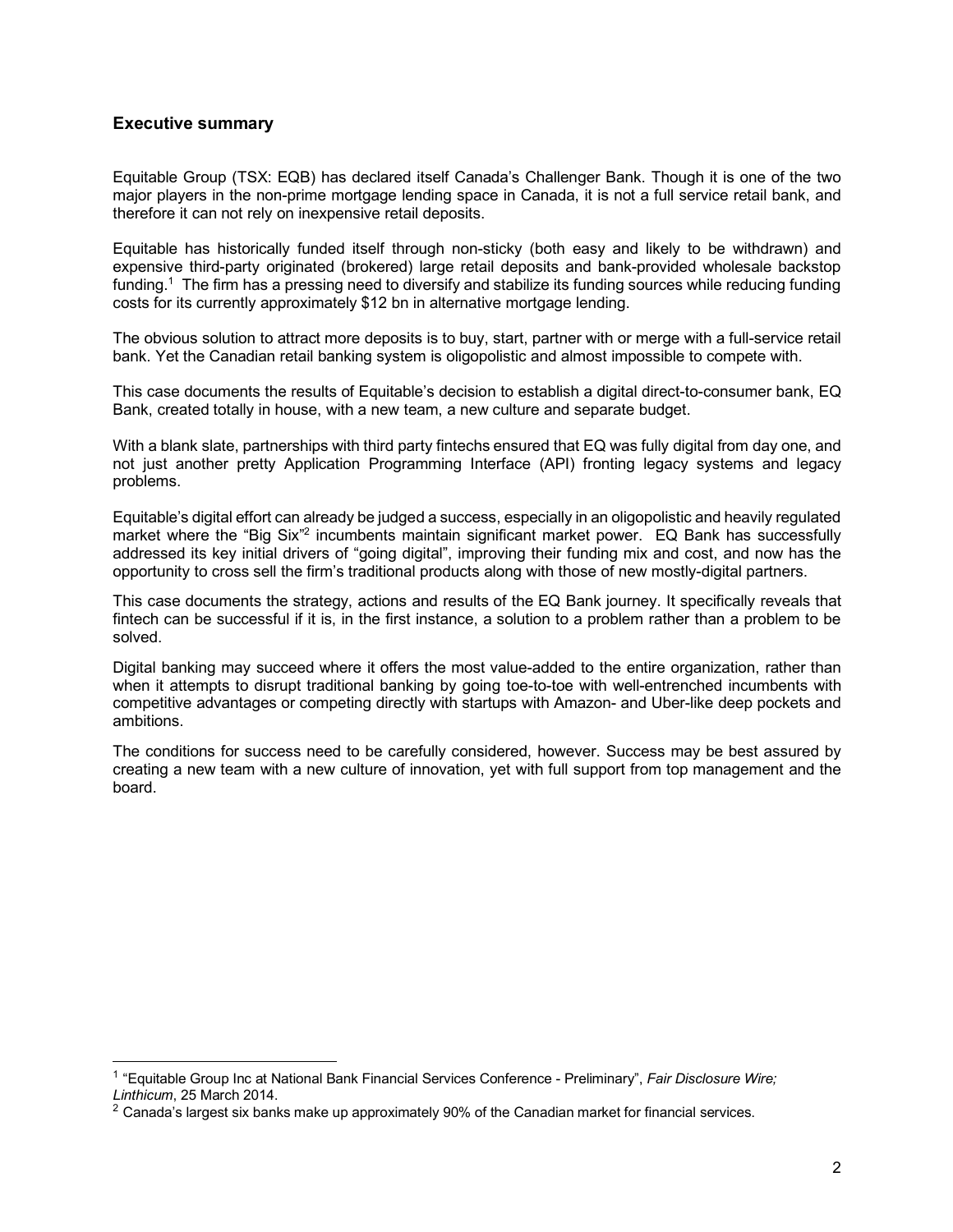## Executive summary

Equitable Group (TSX: EQB) has declared itself Canada's Challenger Bank. Though it is one of the two major players in the non-prime mortgage lending space in Canada, it is not a full service retail bank, and therefore it can not rely on inexpensive retail deposits.

Equitable has historically funded itself through non-sticky (both easy and likely to be withdrawn) and expensive third-party originated (brokered) large retail deposits and bank-provided wholesale backstop funding.[1] The firm has a pressing need to diversify and stabilize its funding sources while reducing funding costs for its currently approximately $12 bn in alternative mortgage lending.

The obvious solution to attract more deposits is to buy, start, partner with or merge with a full-service retail bank. Yet the Canadian retail banking system is oligopolistic and almost impossible to compete with.

This case documents the results of Equitable's decision to establish a digital direct-to-consumer bank, EQ Bank, created totally in house, with a new team, a new culture and separate budget.

With a blank slate, partnerships with third party fintechs ensured that EQ was fully digital from day one, and not just another pretty Application Programming Interface (API) fronting legacy systems and legacy problems.

Equitable's digital effort can already be judged a success, especially in an oligopolistic and heavily regulated market where the "Big Six"[2] incumbents maintain significant market power. EQ Bank has successfully addressed its key initial drivers of "going digital", improving their funding mix and cost, and now has the opportunity to cross sell the firm's traditional products along with those of new mostly-digital partners.

This case documents the strategy, actions and results of the EQ Bank journey. It specifically reveals that fintech can be successful if it is, in the first instance, a solution to a problem rather than a problem to be solved.

Digital banking may succeed where it offers the most value-added to the entire organization, rather than when it attempts to disrupt traditional banking by going toe-to-toe with well-entrenched incumbents with competitive advantages or competing directly with startups with Amazon- and Uber-like deep pockets and ambitions.

The conditions for success need to be carefully considered, however. Success may be best assured by creating a new team with a new culture of innovation, yet with full support from top management and the board.

---

[1] "Equitable Group Inc at National Bank Financial Services Conference - Preliminary", *Fair Disclosure Wire; Linthicum*, 25 March 2014.

[2] Canada's largest six banks make up approximately 90% of the Canadian market for financial services.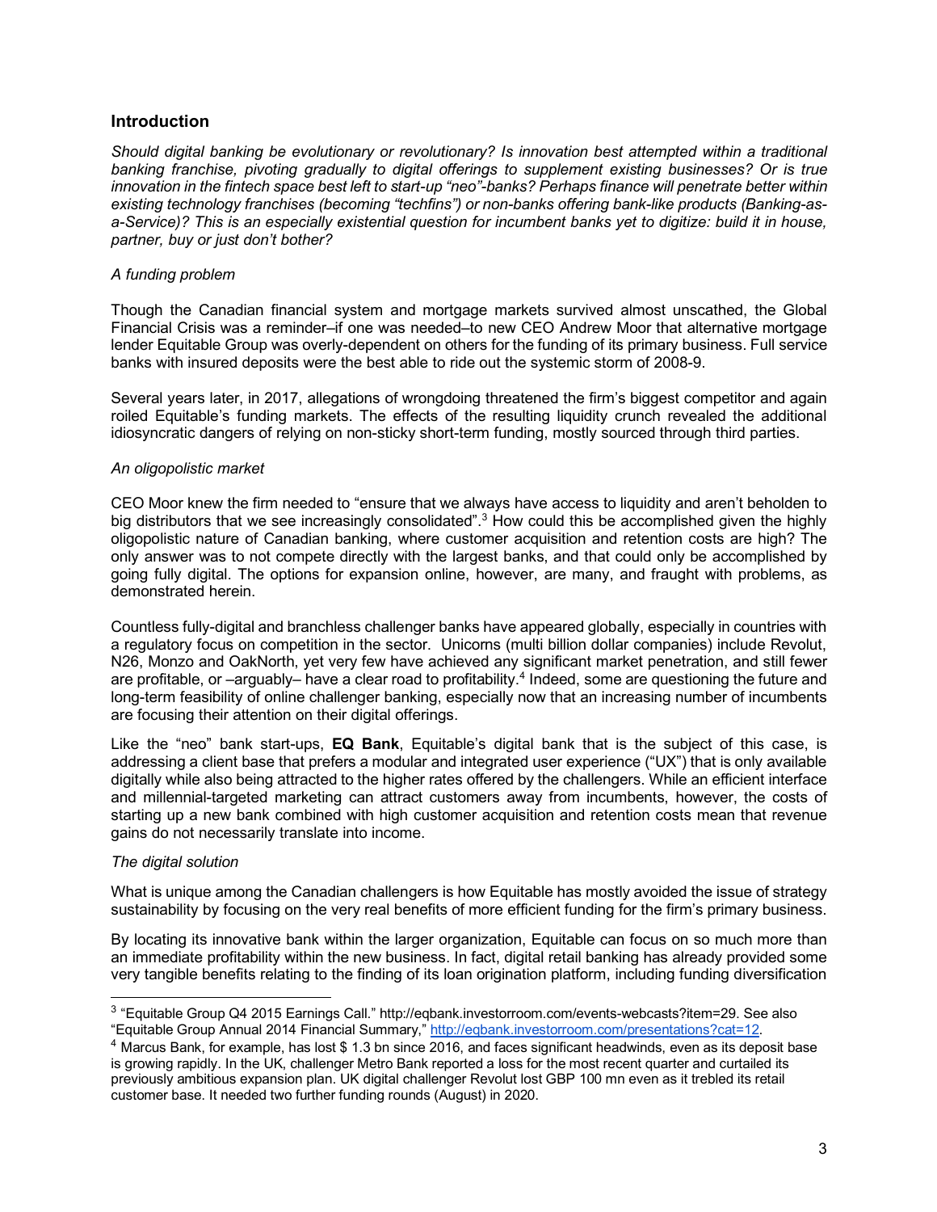## Introduction

*Should digital banking be evolutionary or revolutionary? Is innovation best attempted within a traditional banking franchise, pivoting gradually to digital offerings to supplement existing businesses? Or is true innovation in the fintech space best left to start-up "neo"-banks? Perhaps finance will penetrate better within existing technology franchises (becoming "techfins") or non-banks offering bank-like products (Banking-as-a-Service)? This is an especially existential question for incumbent banks yet to digitize: build it in house, partner, buy or just don't bother?*

*A funding problem*

Though the Canadian financial system and mortgage markets survived almost unscathed, the Global Financial Crisis was a reminder–if one was needed–to new CEO Andrew Moor that alternative mortgage lender Equitable Group was overly-dependent on others for the funding of its primary business. Full service banks with insured deposits were the best able to ride out the systemic storm of 2008-9.

Several years later, in 2017, allegations of wrongdoing threatened the firm's biggest competitor and again roiled Equitable's funding markets. The effects of the resulting liquidity crunch revealed the additional idiosyncratic dangers of relying on non-sticky short-term funding, mostly sourced through third parties.

*An oligopolistic market*

CEO Moor knew the firm needed to "ensure that we always have access to liquidity and aren't beholden to big distributors that we see increasingly consolidated".[3] How could this be accomplished given the highly oligopolistic nature of Canadian banking, where customer acquisition and retention costs are high? The only answer was to not compete directly with the largest banks, and that could only be accomplished by going fully digital. The options for expansion online, however, are many, and fraught with problems, as demonstrated herein.

Countless fully-digital and branchless challenger banks have appeared globally, especially in countries with a regulatory focus on competition in the sector. Unicorns (multi billion dollar companies) include Revolut, N26, Monzo and OakNorth, yet very few have achieved any significant market penetration, and still fewer are profitable, or –arguably– have a clear road to profitability.[4] Indeed, some are questioning the future and long-term feasibility of online challenger banking, especially now that an increasing number of incumbents are focusing their attention on their digital offerings.

Like the "neo" bank start-ups, **EQ Bank**, Equitable's digital bank that is the subject of this case, is addressing a client base that prefers a modular and integrated user experience ("UX") that is only available digitally while also being attracted to the higher rates offered by the challengers. While an efficient interface and millennial-targeted marketing can attract customers away from incumbents, however, the costs of starting up a new bank combined with high customer acquisition and retention costs mean that revenue gains do not necessarily translate into income.

*The digital solution*

What is unique among the Canadian challengers is how Equitable has mostly avoided the issue of strategy sustainability by focusing on the very real benefits of more efficient funding for the firm's primary business.

By locating its innovative bank within the larger organization, Equitable can focus on so much more than an immediate profitability within the new business. In fact, digital retail banking has already provided some very tangible benefits relating to the finding of its loan origination platform, including funding diversification

---

[3] "Equitable Group Q4 2015 Earnings Call." http://eqbank.investorroom.com/events-webcasts?item=29. See also "Equitable Group Annual 2014 Financial Summary," http://eqbank.investorroom.com/presentations?cat=12.

[4] Marcus Bank, for example, has lost $ 1.3 bn since 2016, and faces significant headwinds, even as its deposit base is growing rapidly. In the UK, challenger Metro Bank reported a loss for the most recent quarter and curtailed its previously ambitious expansion plan. UK digital challenger Revolut lost GBP 100 mn even as it trebled its retail customer base. It needed two further funding rounds (August) in 2020.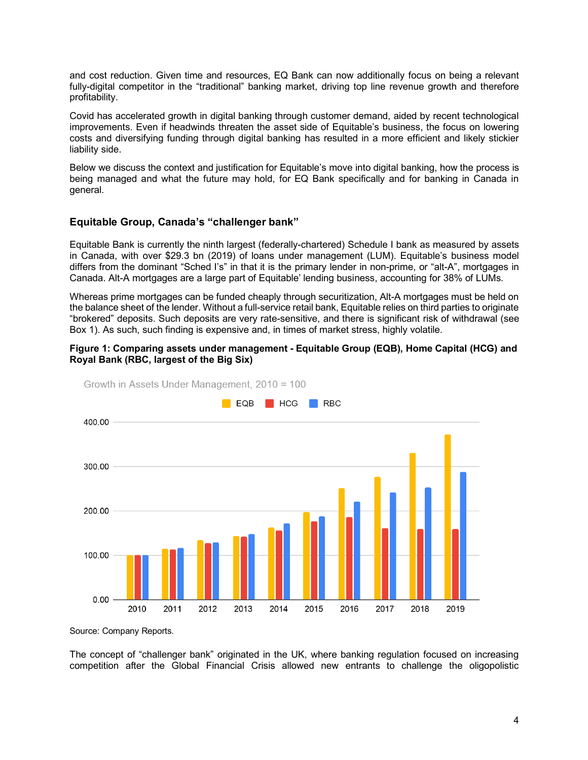and cost reduction. Given time and resources, EQ Bank can now additionally focus on being a relevant fully-digital competitor in the "traditional" banking market, driving top line revenue growth and therefore profitability.

Covid has accelerated growth in digital banking through customer demand, aided by recent technological improvements. Even if headwinds threaten the asset side of Equitable's business, the focus on lowering costs and diversifying funding through digital banking has resulted in a more efficient and likely stickier liability side.

Below we discuss the context and justification for Equitable's move into digital banking, how the process is being managed and what the future may hold, for EQ Bank specifically and for banking in Canada in general.

### Equitable Group, Canada's "challenger bank"

Equitable Bank is currently the ninth largest (federally-chartered) Schedule I bank as measured by assets in Canada, with over $29.3 bn (2019) of loans under management (LUM). Equitable's business model differs from the dominant "Sched I's" in that it is the primary lender in non-prime, or "alt-A", mortgages in Canada. Alt-A mortgages are a large part of Equitable' lending business, accounting for 38% of LUMs.

Whereas prime mortgages can be funded cheaply through securitization, Alt-A mortgages must be held on the balance sheet of the lender. Without a full-service retail bank, Equitable relies on third parties to originate "brokered" deposits. Such deposits are very rate-sensitive, and there is significant risk of withdrawal (see Box 1). As such, such finding is expensive and, in times of market stress, highly volatile.

**Figure 1: Comparing assets under management - Equitable Group (EQB), Home Capital (HCG) and Royal Bank (RBC, largest of the Big Six)**

Growth in Assets Under Management, 2010 = 100

Source: Company Reports.

The concept of "challenger bank" originated in the UK, where banking regulation focused on increasing competition after the Global Financial Crisis allowed new entrants to challenge the oligopolistic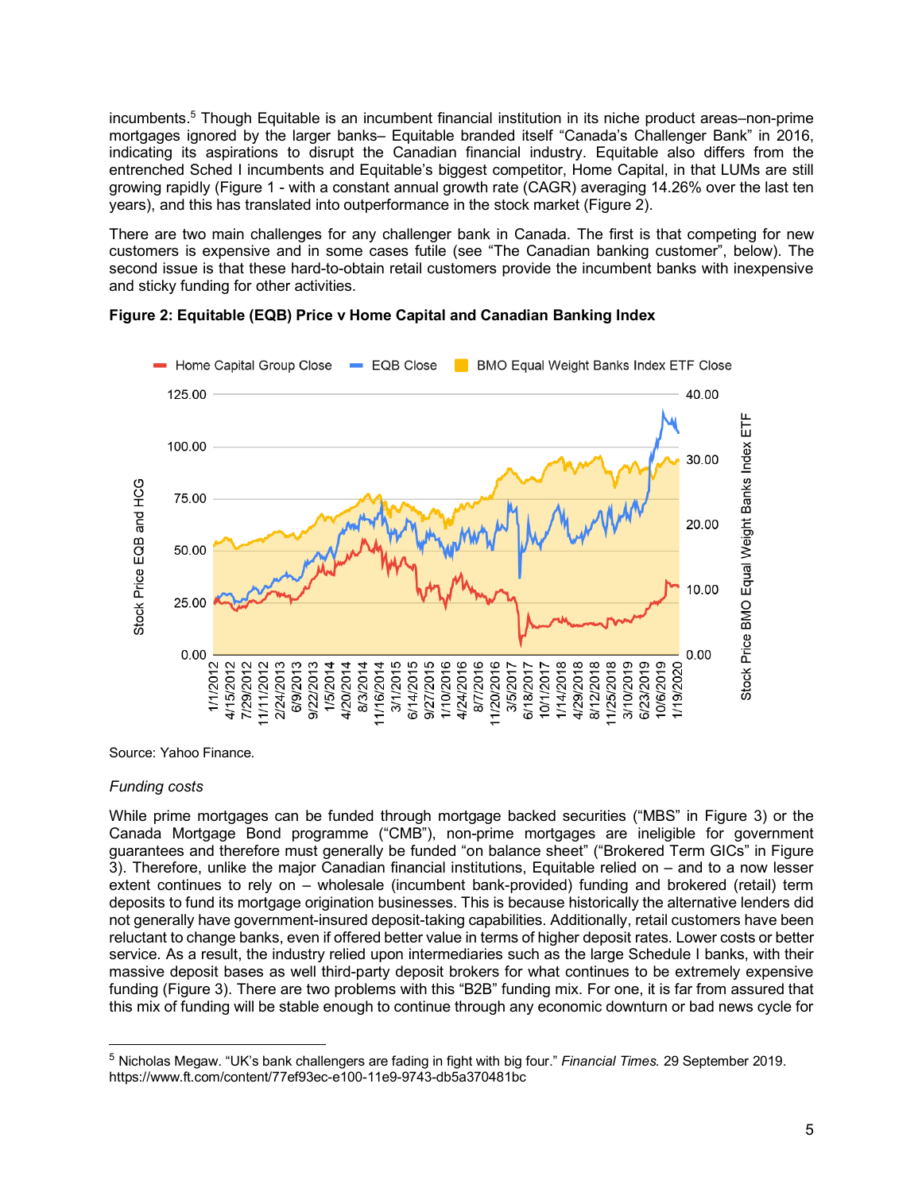incumbents.[5] Though Equitable is an incumbent financial institution in its niche product areas–non-prime mortgages ignored by the larger banks– Equitable branded itself "Canada's Challenger Bank" in 2016, indicating its aspirations to disrupt the Canadian financial industry. Equitable also differs from the entrenched Sched I incumbents and Equitable's biggest competitor, Home Capital, in that LUMs are still growing rapidly (Figure 1 - with a constant annual growth rate (CAGR) averaging 14.26% over the last ten years), and this has translated into outperformance in the stock market (Figure 2).

There are two main challenges for any challenger bank in Canada. The first is that competing for new customers is expensive and in some cases futile (see "The Canadian banking customer", below). The second issue is that these hard-to-obtain retail customers provide the incumbent banks with inexpensive and sticky funding for other activities.

**Figure 2: Equitable (EQB) Price v Home Capital and Canadian Banking Index**

Source: Yahoo Finance.

*Funding costs*

While prime mortgages can be funded through mortgage backed securities ("MBS" in Figure 3) or the Canada Mortgage Bond programme ("CMB"), non-prime mortgages are ineligible for government guarantees and therefore must generally be funded "on balance sheet" ("Brokered Term GICs" in Figure 3). Therefore, unlike the major Canadian financial institutions, Equitable relied on – and to a now lesser extent continues to rely on – wholesale (incumbent bank-provided) funding and brokered (retail) term deposits to fund its mortgage origination businesses. This is because historically the alternative lenders did not generally have government-insured deposit-taking capabilities. Additionally, retail customers have been reluctant to change banks, even if offered better value in terms of higher deposit rates. Lower costs or better service. As a result, the industry relied upon intermediaries such as the large Schedule I banks, with their massive deposit bases as well third-party deposit brokers for what continues to be extremely expensive funding (Figure 3). There are two problems with this "B2B" funding mix. For one, it is far from assured that this mix of funding will be stable enough to continue through any economic downturn or bad news cycle for

[5] Nicholas Megaw. "UK's bank challengers are fading in fight with big four." *Financial Times.* 29 September 2019. https://www.ft.com/content/77ef93ec-e100-11e9-9743-db5a370481bc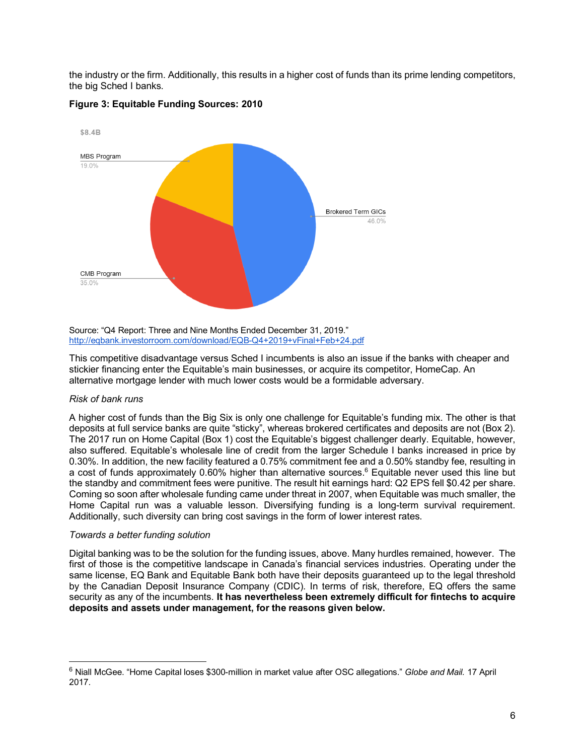the industry or the firm. Additionally, this results in a higher cost of funds than its prime lending competitors, the big Sched I banks.

**Figure 3: Equitable Funding Sources: 2010**

$8.4B

MBS Program 19.0%

Brokered Term GICs 46.0%

CMB Program 35.0%

Source: "Q4 Report: Three and Nine Months Ended December 31, 2019." http://eqbank.investorroom.com/download/EQB-Q4+2019+vFinal+Feb+24.pdf

This competitive disadvantage versus Sched I incumbents is also an issue if the banks with cheaper and stickier financing enter the Equitable's main businesses, or acquire its competitor, HomeCap. An alternative mortgage lender with much lower costs would be a formidable adversary.

*Risk of bank runs*

A higher cost of funds than the Big Six is only one challenge for Equitable's funding mix. The other is that deposits at full service banks are quite "sticky", whereas brokered certificates and deposits are not (Box 2). The 2017 run on Home Capital (Box 1) cost the Equitable's biggest challenger dearly. Equitable, however, also suffered. Equitable's wholesale line of credit from the larger Schedule I banks increased in price by 0.30%. In addition, the new facility featured a 0.75% commitment fee and a 0.50% standby fee, resulting in a cost of funds approximately 0.60% higher than alternative sources.[6] Equitable never used this line but the standby and commitment fees were punitive. The result hit earnings hard: Q2 EPS fell $0.42 per share. Coming so soon after wholesale funding came under threat in 2007, when Equitable was much smaller, the Home Capital run was a valuable lesson. Diversifying funding is a long-term survival requirement. Additionally, such diversity can bring cost savings in the form of lower interest rates.

*Towards a better funding solution*

Digital banking was to be the solution for the funding issues, above. Many hurdles remained, however. The first of those is the competitive landscape in Canada's financial services industries. Operating under the same license, EQ Bank and Equitable Bank both have their deposits guaranteed up to the legal threshold by the Canadian Deposit Insurance Company (CDIC). In terms of risk, therefore, EQ offers the same security as any of the incumbents. **It has nevertheless been extremely difficult for fintechs to acquire deposits and assets under management, for the reasons given below.**

[6] Niall McGee. "Home Capital loses $300-million in market value after OSC allegations." *Globe and Mail.* 17 April 2017.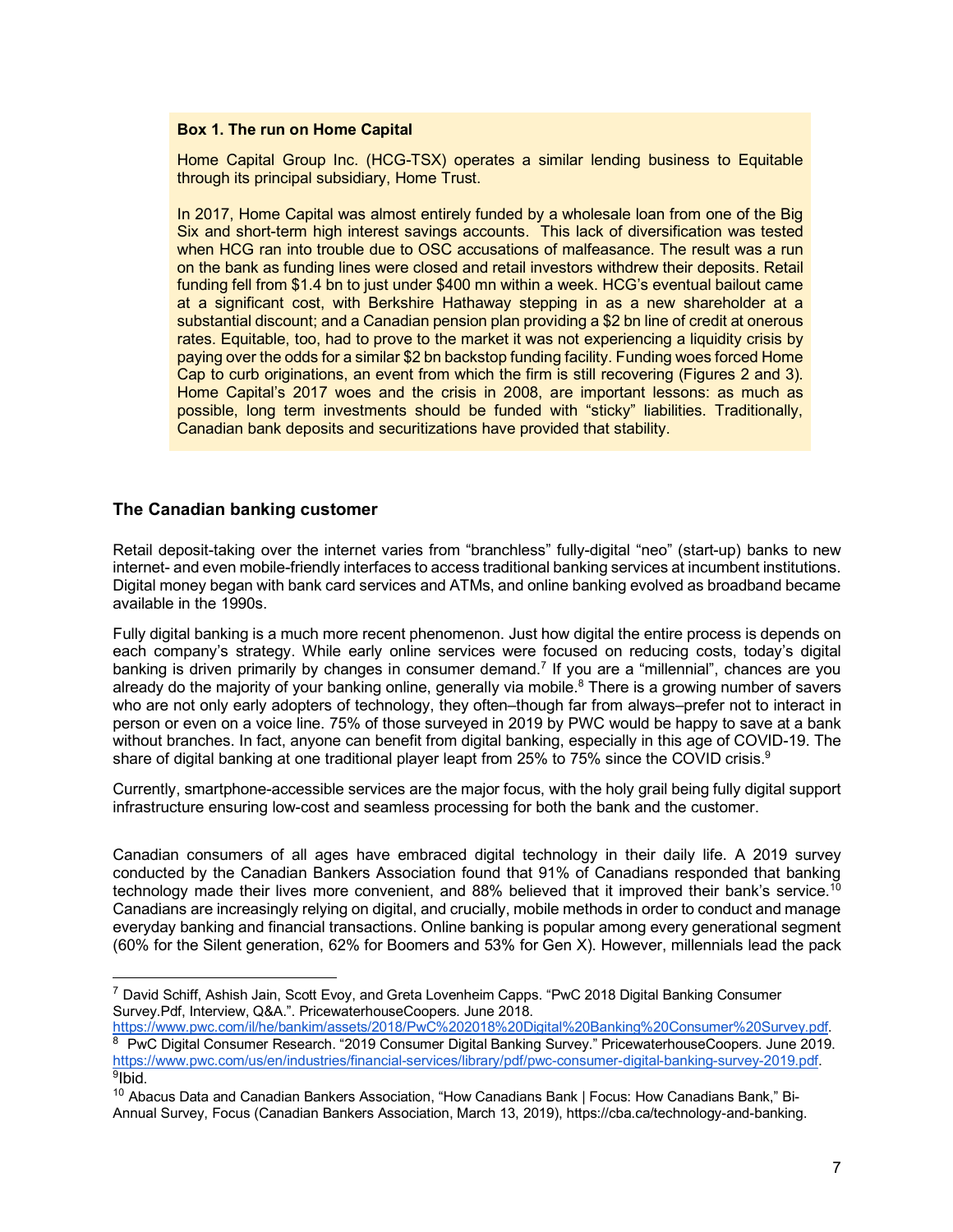**Box 1. The run on Home Capital**

Home Capital Group Inc. (HCG-TSX) operates a similar lending business to Equitable through its principal subsidiary, Home Trust.

In 2017, Home Capital was almost entirely funded by a wholesale loan from one of the Big Six and short-term high interest savings accounts. This lack of diversification was tested when HCG ran into trouble due to OSC accusations of malfeasance. The result was a run on the bank as funding lines were closed and retail investors withdrew their deposits. Retail funding fell from $1.4 bn to just under $400 mn within a week. HCG's eventual bailout came at a significant cost, with Berkshire Hathaway stepping in as a new shareholder at a substantial discount; and a Canadian pension plan providing a $2 bn line of credit at onerous rates. Equitable, too, had to prove to the market it was not experiencing a liquidity crisis by paying over the odds for a similar $2 bn backstop funding facility. Funding woes forced Home Cap to curb originations, an event from which the firm is still recovering (Figures 2 and 3). Home Capital's 2017 woes and the crisis in 2008, are important lessons: as much as possible, long term investments should be funded with "sticky" liabilities. Traditionally, Canadian bank deposits and securitizations have provided that stability.

## The Canadian banking customer

Retail deposit-taking over the internet varies from "branchless" fully-digital "neo" (start-up) banks to new internet- and even mobile-friendly interfaces to access traditional banking services at incumbent institutions. Digital money began with bank card services and ATMs, and online banking evolved as broadband became available in the 1990s.

Fully digital banking is a much more recent phenomenon. Just how digital the entire process is depends on each company's strategy. While early online services were focused on reducing costs, today's digital banking is driven primarily by changes in consumer demand.[7] If you are a "millennial", chances are you already do the majority of your banking online, generally via mobile.[8] There is a growing number of savers who are not only early adopters of technology, they often–though far from always–prefer not to interact in person or even on a voice line. 75% of those surveyed in 2019 by PWC would be happy to save at a bank without branches. In fact, anyone can benefit from digital banking, especially in this age of COVID-19. The share of digital banking at one traditional player leapt from 25% to 75% since the COVID crisis.[9]

Currently, smartphone-accessible services are the major focus, with the holy grail being fully digital support infrastructure ensuring low-cost and seamless processing for both the bank and the customer.

Canadian consumers of all ages have embraced digital technology in their daily life. A 2019 survey conducted by the Canadian Bankers Association found that 91% of Canadians responded that banking technology made their lives more convenient, and 88% believed that it improved their bank's service.[10] Canadians are increasingly relying on digital, and crucially, mobile methods in order to conduct and manage everyday banking and financial transactions. Online banking is popular among every generational segment (60% for the Silent generation, 62% for Boomers and 53% for Gen X). However, millennials lead the pack

---

[7] David Schiff, Ashish Jain, Scott Evoy, and Greta Lovenheim Capps. "PwC 2018 Digital Banking Consumer Survey.Pdf, Interview, Q&A.". PricewaterhouseCoopers. June 2018. https://www.pwc.com/il/he/bankim/assets/2018/PwC%202018%20Digital%20Banking%20Consumer%20Survey.pdf.

[8] PwC Digital Consumer Research. "2019 Consumer Digital Banking Survey." PricewaterhouseCoopers. June 2019. https://www.pwc.com/us/en/industries/financial-services/library/pdf/pwc-consumer-digital-banking-survey-2019.pdf.

[9] Ibid.

[10] Abacus Data and Canadian Bankers Association, "How Canadians Bank | Focus: How Canadians Bank," Bi-Annual Survey, Focus (Canadian Bankers Association, March 13, 2019), https://cba.ca/technology-and-banking.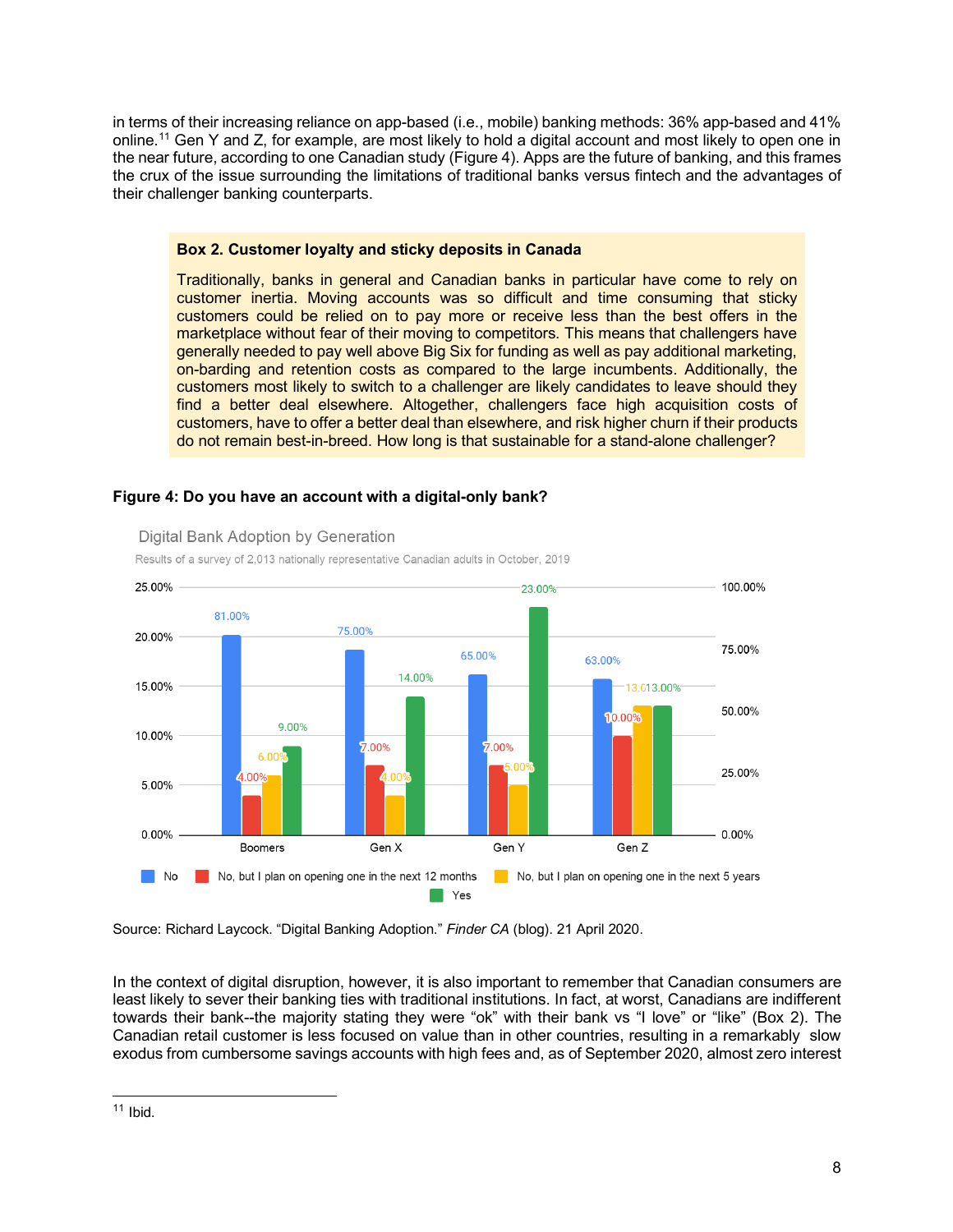in terms of their increasing reliance on app-based (i.e., mobile) banking methods: 36% app-based and 41% online.[11] Gen Y and Z, for example, are most likely to hold a digital account and most likely to open one in the near future, according to one Canadian study (Figure 4). Apps are the future of banking, and this frames the crux of the issue surrounding the limitations of traditional banks versus fintech and the advantages of their challenger banking counterparts.

> **Box 2. Customer loyalty and sticky deposits in Canada**
>
> Traditionally, banks in general and Canadian banks in particular have come to rely on customer inertia. Moving accounts was so difficult and time consuming that sticky customers could be relied on to pay more or receive less than the best offers in the marketplace without fear of their moving to competitors. This means that challengers have generally needed to pay well above Big Six for funding as well as pay additional marketing, on-barding and retention costs as compared to the large incumbents. Additionally, the customers most likely to switch to a challenger are likely candidates to leave should they find a better deal elsewhere. Altogether, challengers face high acquisition costs of customers, have to offer a better deal than elsewhere, and risk higher churn if their products do not remain best-in-breed. How long is that sustainable for a stand-alone challenger?

**Figure 4: Do you have an account with a digital-only bank?**

Digital Bank Adoption by Generation

Results of a survey of 2,013 nationally representative Canadian adults in October, 2019

| | No | No, but I plan on opening one in the next 12 months | No, but I plan on opening one in the next 5 years | Yes |
|---|---|---|---|---|
| Boomers | 81.00% | 4.00% | 6.00% | 9.00% |
| Gen X | 75.00% | 7.00% | 4.00% | 14.00% |
| Gen Y | 65.00% | 7.00% | 5.00% | 23.00% |
| Gen Z | 63.00% | 10.00% | 13.00% | 13.00% |

Source: Richard Laycock. "Digital Banking Adoption." *Finder CA* (blog). 21 April 2020.

In the context of digital disruption, however, it is also important to remember that Canadian consumers are least likely to sever their banking ties with traditional institutions. In fact, at worst, Canadians are indifferent towards their bank--the majority stating they were "ok" with their bank vs "I love" or "like" (Box 2). The Canadian retail customer is less focused on value than in other countries, resulting in a remarkably slow exodus from cumbersome savings accounts with high fees and, as of September 2020, almost zero interest

[11] Ibid.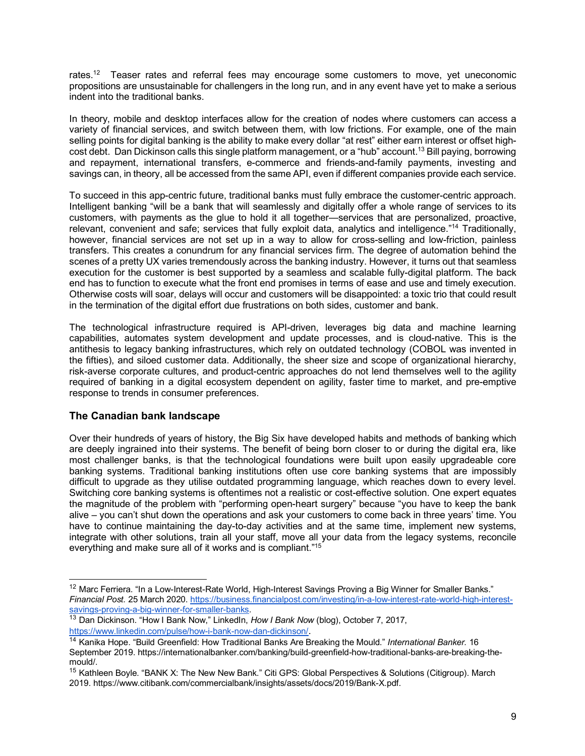rates.[12] Teaser rates and referral fees may encourage some customers to move, yet uneconomic propositions are unsustainable for challengers in the long run, and in any event have yet to make a serious indent into the traditional banks.

In theory, mobile and desktop interfaces allow for the creation of nodes where customers can access a variety of financial services, and switch between them, with low frictions. For example, one of the main selling points for digital banking is the ability to make every dollar "at rest" either earn interest or offset high-cost debt. Dan Dickinson calls this single platform management, or a "hub" account.[13] Bill paying, borrowing and repayment, international transfers, e-commerce and friends-and-family payments, investing and savings can, in theory, all be accessed from the same API, even if different companies provide each service.

To succeed in this app-centric future, traditional banks must fully embrace the customer-centric approach. Intelligent banking "will be a bank that will seamlessly and digitally offer a whole range of services to its customers, with payments as the glue to hold it all together—services that are personalized, proactive, relevant, convenient and safe; services that fully exploit data, analytics and intelligence."[14] Traditionally, however, financial services are not set up in a way to allow for cross-selling and low-friction, painless transfers. This creates a conundrum for any financial services firm. The degree of automation behind the scenes of a pretty UX varies tremendously across the banking industry. However, it turns out that seamless execution for the customer is best supported by a seamless and scalable fully-digital platform. The back end has to function to execute what the front end promises in terms of ease and use and timely execution. Otherwise costs will soar, delays will occur and customers will be disappointed: a toxic trio that could result in the termination of the digital effort due frustrations on both sides, customer and bank.

The technological infrastructure required is API-driven, leverages big data and machine learning capabilities, automates system development and update processes, and is cloud-native. This is the antithesis to legacy banking infrastructures, which rely on outdated technology (COBOL was invented in the fifties), and siloed customer data. Additionally, the sheer size and scope of organizational hierarchy, risk-averse corporate cultures, and product-centric approaches do not lend themselves well to the agility required of banking in a digital ecosystem dependent on agility, faster time to market, and pre-emptive response to trends in consumer preferences.

## The Canadian bank landscape

Over their hundreds of years of history, the Big Six have developed habits and methods of banking which are deeply ingrained into their systems. The benefit of being born closer to or during the digital era, like most challenger banks, is that the technological foundations were built upon easily upgradeable core banking systems. Traditional banking institutions often use core banking systems that are impossibly difficult to upgrade as they utilise outdated programming language, which reaches down to every level. Switching core banking systems is oftentimes not a realistic or cost-effective solution. One expert equates the magnitude of the problem with "performing open-heart surgery" because "you have to keep the bank alive – you can't shut down the operations and ask your customers to come back in three years' time. You have to continue maintaining the day-to-day activities and at the same time, implement new systems, integrate with other solutions, train all your staff, move all your data from the legacy systems, reconcile everything and make sure all of it works and is compliant."[15]

---

[12] Marc Ferriera. "In a Low-Interest-Rate World, High-Interest Savings Proving a Big Winner for Smaller Banks." *Financial Post.* 25 March 2020. https://business.financialpost.com/investing/in-a-low-interest-rate-world-high-interest-savings-proving-a-big-winner-for-smaller-banks.

[13] Dan Dickinson. "How I Bank Now," LinkedIn, *How I Bank Now* (blog), October 7, 2017, https://www.linkedin.com/pulse/how-i-bank-now-dan-dickinson/.

[14] Kanika Hope. "Build Greenfield: How Traditional Banks Are Breaking the Mould." *International Banker.* 16 September 2019. https://internationalbanker.com/banking/build-greenfield-how-traditional-banks-are-breaking-the-mould/.

[15] Kathleen Boyle. "BANK X: The New New Bank." Citi GPS: Global Perspectives & Solutions (Citigroup). March 2019. https://www.citibank.com/commercialbank/insights/assets/docs/2019/Bank-X.pdf.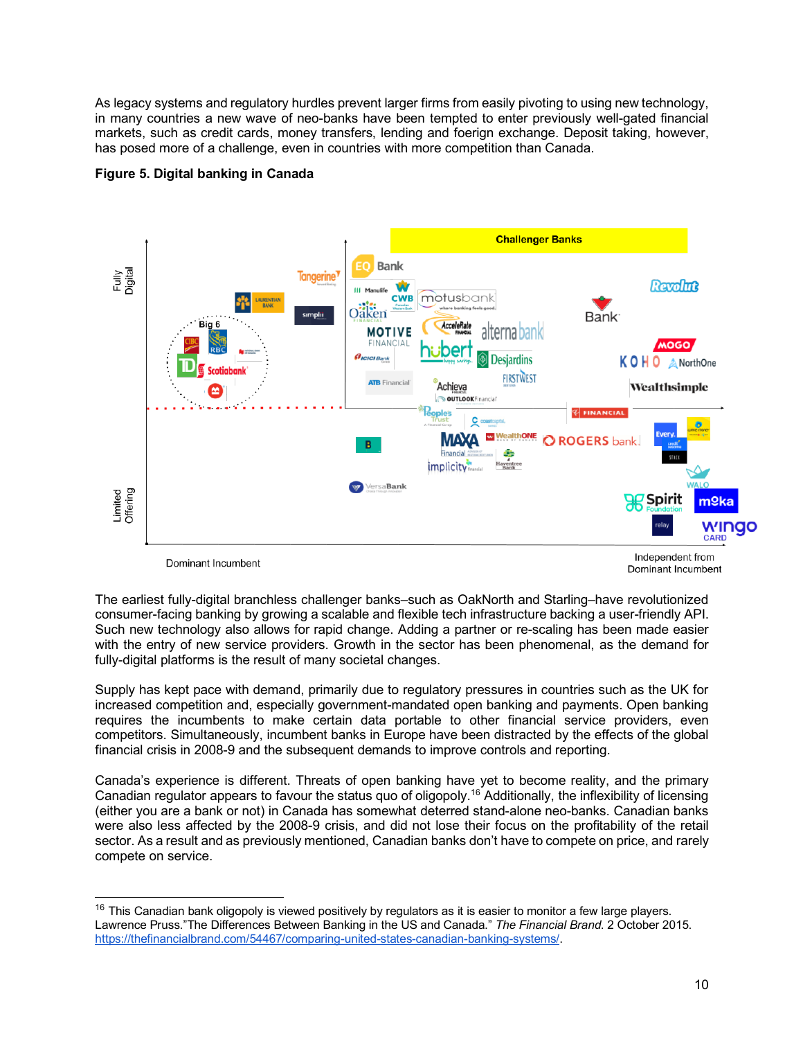As legacy systems and regulatory hurdles prevent larger firms from easily pivoting to using new technology, in many countries a new wave of neo-banks have been tempted to enter previously well-gated financial markets, such as credit cards, money transfers, lending and foerign exchange. Deposit taking, however, has posed more of a challenge, even in countries with more competition than Canada.

**Figure 5. Digital banking in Canada**

The earliest fully-digital branchless challenger banks–such as OakNorth and Starling–have revolutionized consumer-facing banking by growing a scalable and flexible tech infrastructure backing a user-friendly API. Such new technology also allows for rapid change. Adding a partner or re-scaling has been made easier with the entry of new service providers. Growth in the sector has been phenomenal, as the demand for fully-digital platforms is the result of many societal changes.

Supply has kept pace with demand, primarily due to regulatory pressures in countries such as the UK for increased competition and, especially government-mandated open banking and payments. Open banking requires the incumbents to make certain data portable to other financial service providers, even competitors. Simultaneously, incumbent banks in Europe have been distracted by the effects of the global financial crisis in 2008-9 and the subsequent demands to improve controls and reporting.

Canada's experience is different. Threats of open banking have yet to become reality, and the primary Canadian regulator appears to favour the status quo of oligopoly.[16] Additionally, the inflexibility of licensing (either you are a bank or not) in Canada has somewhat deterred stand-alone neo-banks. Canadian banks were also less affected by the 2008-9 crisis, and did not lose their focus on the profitability of the retail sector. As a result and as previously mentioned, Canadian banks don't have to compete on price, and rarely compete on service.

---

[16] This Canadian bank oligopoly is viewed positively by regulators as it is easier to monitor a few large players. Lawrence Pruss."The Differences Between Banking in the US and Canada." *The Financial Brand.* 2 October 2015. https://thefinancialbrand.com/54467/comparing-united-states-canadian-banking-systems/.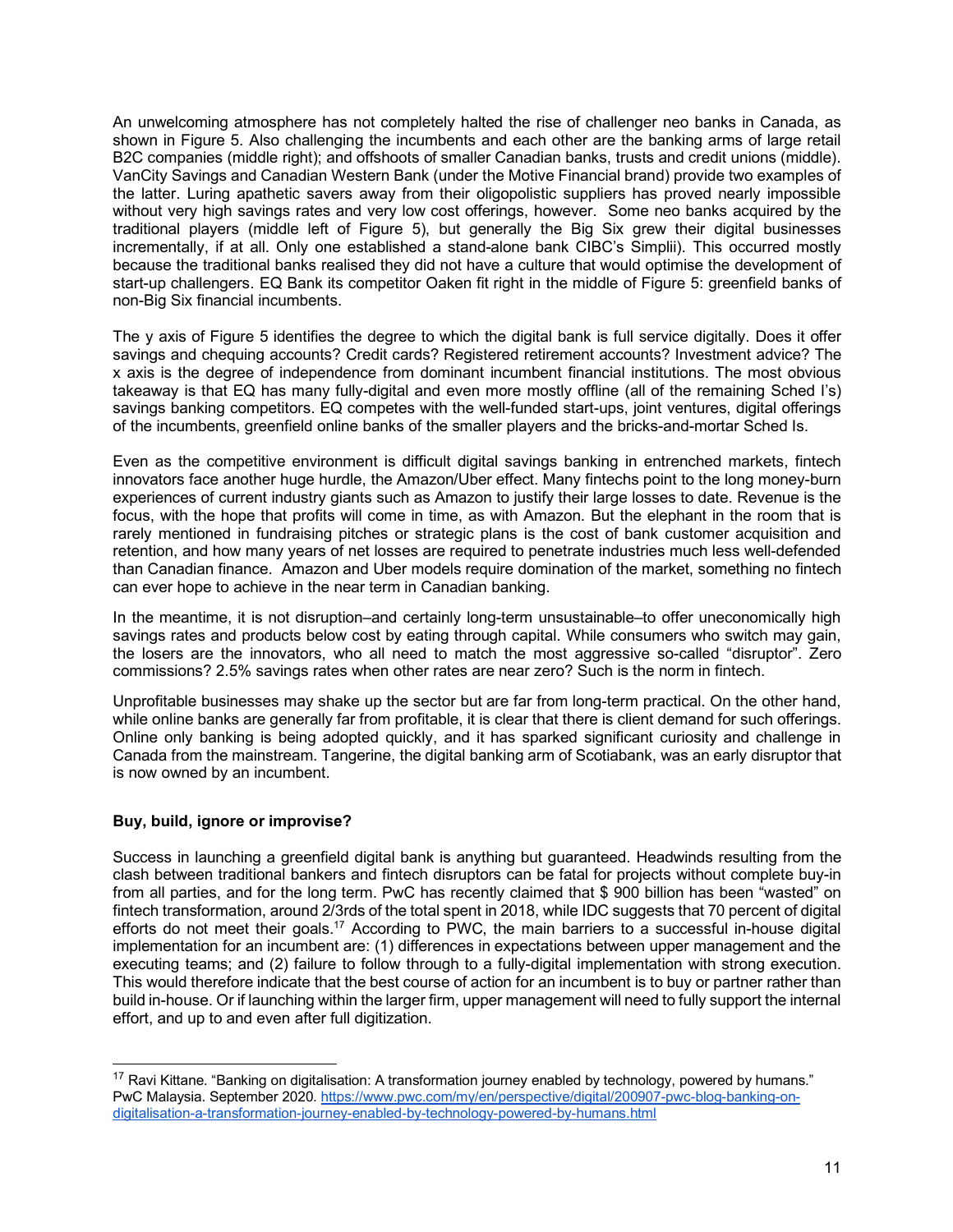An unwelcoming atmosphere has not completely halted the rise of challenger neo banks in Canada, as shown in Figure 5. Also challenging the incumbents and each other are the banking arms of large retail B2C companies (middle right); and offshoots of smaller Canadian banks, trusts and credit unions (middle). VanCity Savings and Canadian Western Bank (under the Motive Financial brand) provide two examples of the latter. Luring apathetic savers away from their oligopolistic suppliers has proved nearly impossible without very high savings rates and very low cost offerings, however. Some neo banks acquired by the traditional players (middle left of Figure 5), but generally the Big Six grew their digital businesses incrementally, if at all. Only one established a stand-alone bank CIBC's Simplii). This occurred mostly because the traditional banks realised they did not have a culture that would optimise the development of start-up challengers. EQ Bank its competitor Oaken fit right in the middle of Figure 5: greenfield banks of non-Big Six financial incumbents.

The y axis of Figure 5 identifies the degree to which the digital bank is full service digitally. Does it offer savings and chequing accounts? Credit cards? Registered retirement accounts? Investment advice? The x axis is the degree of independence from dominant incumbent financial institutions. The most obvious takeaway is that EQ has many fully-digital and even more mostly offline (all of the remaining Sched I's) savings banking competitors. EQ competes with the well-funded start-ups, joint ventures, digital offerings of the incumbents, greenfield online banks of the smaller players and the bricks-and-mortar Sched Is.

Even as the competitive environment is difficult digital savings banking in entrenched markets, fintech innovators face another huge hurdle, the Amazon/Uber effect. Many fintechs point to the long money-burn experiences of current industry giants such as Amazon to justify their large losses to date. Revenue is the focus, with the hope that profits will come in time, as with Amazon. But the elephant in the room that is rarely mentioned in fundraising pitches or strategic plans is the cost of bank customer acquisition and retention, and how many years of net losses are required to penetrate industries much less well-defended than Canadian finance. Amazon and Uber models require domination of the market, something no fintech can ever hope to achieve in the near term in Canadian banking.

In the meantime, it is not disruption–and certainly long-term unsustainable–to offer uneconomically high savings rates and products below cost by eating through capital. While consumers who switch may gain, the losers are the innovators, who all need to match the most aggressive so-called "disruptor". Zero commissions? 2.5% savings rates when other rates are near zero? Such is the norm in fintech.

Unprofitable businesses may shake up the sector but are far from long-term practical. On the other hand, while online banks are generally far from profitable, it is clear that there is client demand for such offerings. Online only banking is being adopted quickly, and it has sparked significant curiosity and challenge in Canada from the mainstream. Tangerine, the digital banking arm of Scotiabank, was an early disruptor that is now owned by an incumbent.

**Buy, build, ignore or improvise?**

Success in launching a greenfield digital bank is anything but guaranteed. Headwinds resulting from the clash between traditional bankers and fintech disruptors can be fatal for projects without complete buy-in from all parties, and for the long term. PwC has recently claimed that $ 900 billion has been "wasted" on fintech transformation, around 2/3rds of the total spent in 2018, while IDC suggests that 70 percent of digital efforts do not meet their goals.[17] According to PWC, the main barriers to a successful in-house digital implementation for an incumbent are: (1) differences in expectations between upper management and the executing teams; and (2) failure to follow through to a fully-digital implementation with strong execution. This would therefore indicate that the best course of action for an incumbent is to buy or partner rather than build in-house. Or if launching within the larger firm, upper management will need to fully support the internal effort, and up to and even after full digitization.

[17] Ravi Kittane. "Banking on digitalisation: A transformation journey enabled by technology, powered by humans." PwC Malaysia. September 2020. https://www.pwc.com/my/en/perspective/digital/200907-pwc-blog-banking-on-digitalisation-a-transformation-journey-enabled-by-technology-powered-by-humans.html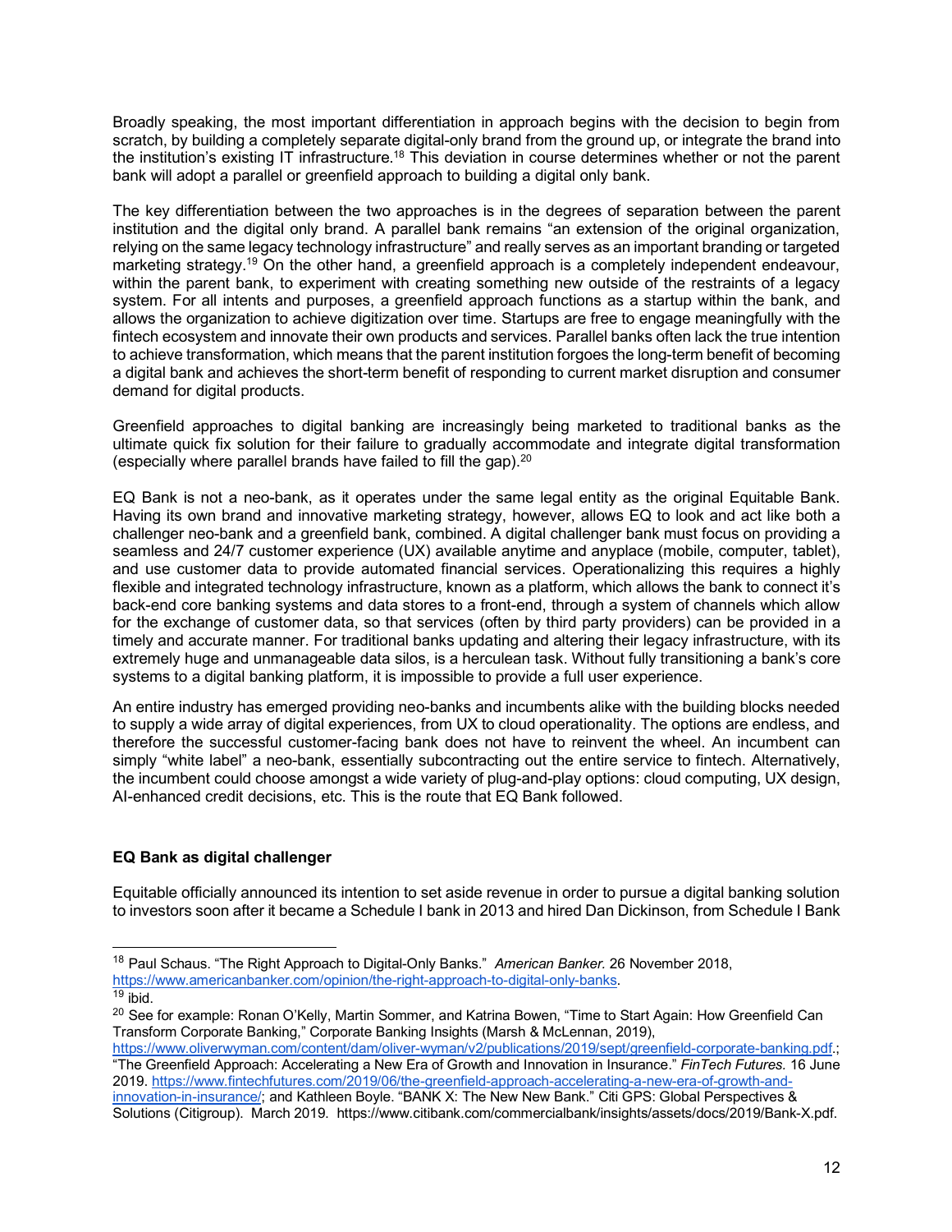Broadly speaking, the most important differentiation in approach begins with the decision to begin from scratch, by building a completely separate digital-only brand from the ground up, or integrate the brand into the institution's existing IT infrastructure.[18] This deviation in course determines whether or not the parent bank will adopt a parallel or greenfield approach to building a digital only bank.

The key differentiation between the two approaches is in the degrees of separation between the parent institution and the digital only brand. A parallel bank remains "an extension of the original organization, relying on the same legacy technology infrastructure" and really serves as an important branding or targeted marketing strategy.[19] On the other hand, a greenfield approach is a completely independent endeavour, within the parent bank, to experiment with creating something new outside of the restraints of a legacy system. For all intents and purposes, a greenfield approach functions as a startup within the bank, and allows the organization to achieve digitization over time. Startups are free to engage meaningfully with the fintech ecosystem and innovate their own products and services. Parallel banks often lack the true intention to achieve transformation, which means that the parent institution forgoes the long-term benefit of becoming a digital bank and achieves the short-term benefit of responding to current market disruption and consumer demand for digital products.

Greenfield approaches to digital banking are increasingly being marketed to traditional banks as the ultimate quick fix solution for their failure to gradually accommodate and integrate digital transformation (especially where parallel brands have failed to fill the gap).[20]

EQ Bank is not a neo-bank, as it operates under the same legal entity as the original Equitable Bank. Having its own brand and innovative marketing strategy, however, allows EQ to look and act like both a challenger neo-bank and a greenfield bank, combined. A digital challenger bank must focus on providing a seamless and 24/7 customer experience (UX) available anytime and anyplace (mobile, computer, tablet), and use customer data to provide automated financial services. Operationalizing this requires a highly flexible and integrated technology infrastructure, known as a platform, which allows the bank to connect it's back-end core banking systems and data stores to a front-end, through a system of channels which allow for the exchange of customer data, so that services (often by third party providers) can be provided in a timely and accurate manner. For traditional banks updating and altering their legacy infrastructure, with its extremely huge and unmanageable data silos, is a herculean task. Without fully transitioning a bank's core systems to a digital banking platform, it is impossible to provide a full user experience.

An entire industry has emerged providing neo-banks and incumbents alike with the building blocks needed to supply a wide array of digital experiences, from UX to cloud operationality. The options are endless, and therefore the successful customer-facing bank does not have to reinvent the wheel. An incumbent can simply "white label" a neo-bank, essentially subcontracting out the entire service to fintech. Alternatively, the incumbent could choose amongst a wide variety of plug-and-play options: cloud computing, UX design, AI-enhanced credit decisions, etc. This is the route that EQ Bank followed.

### EQ Bank as digital challenger

Equitable officially announced its intention to set aside revenue in order to pursue a digital banking solution to investors soon after it became a Schedule I bank in 2013 and hired Dan Dickinson, from Schedule I Bank

---

[18] Paul Schaus. "The Right Approach to Digital-Only Banks." *American Banker.* 26 November 2018, https://www.americanbanker.com/opinion/the-right-approach-to-digital-only-banks.

[19] ibid.

[20] See for example: Ronan O'Kelly, Martin Sommer, and Katrina Bowen, "Time to Start Again: How Greenfield Can Transform Corporate Banking," Corporate Banking Insights (Marsh & McLennan, 2019), https://www.oliverwyman.com/content/dam/oliver-wyman/v2/publications/2019/sept/greenfield-corporate-banking.pdf.; "The Greenfield Approach: Accelerating a New Era of Growth and Innovation in Insurance." *FinTech Futures.* 16 June 2019. https://www.fintechfutures.com/2019/06/the-greenfield-approach-accelerating-a-new-era-of-growth-and-innovation-in-insurance/; and Kathleen Boyle. "BANK X: The New New Bank." Citi GPS: Global Perspectives & Solutions (Citigroup). March 2019. https://www.citibank.com/commercialbank/insights/assets/docs/2019/Bank-X.pdf.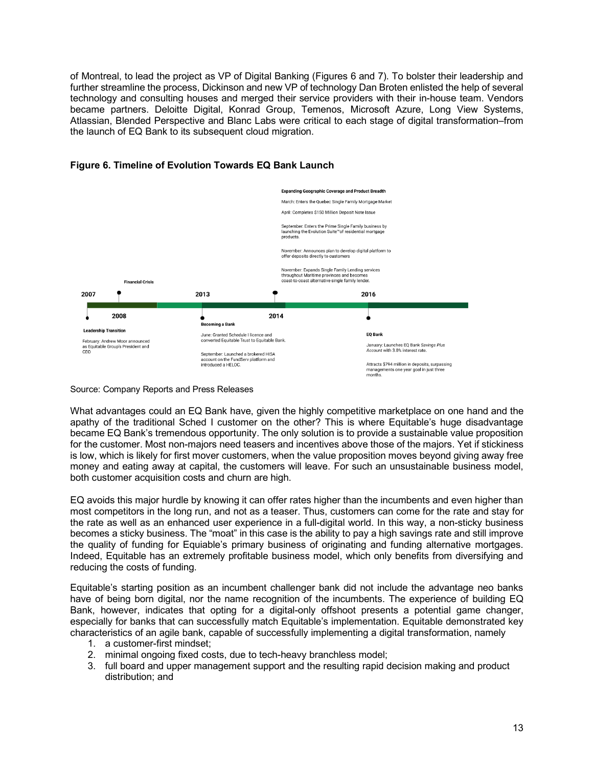of Montreal, to lead the project as VP of Digital Banking (Figures 6 and 7). To bolster their leadership and further streamline the process, Dickinson and new VP of technology Dan Broten enlisted the help of several technology and consulting houses and merged their service providers with their in-house team. Vendors became partners. Deloitte Digital, Konrad Group, Temenos, Microsoft Azure, Long View Systems, Atlassian, Blended Perspective and Blanc Labs were critical to each stage of digital transformation–from the launch of EQ Bank to its subsequent cloud migration.

**Figure 6. Timeline of Evolution Towards EQ Bank Launch**

**2007**

**Leadership Transition**

February: Andrew Moor announced as Equitable Group's President and CEO

**2008**

**Financial Crisis**

**2013**

**Becoming a Bank**

June: Granted Schedule I licence and converted Equitable Trust to Equitable Bank.

September: Launched a brokered HISA account on the FundServ platform and introduced a HELOC.

**2014**

**Expanding Geographic Coverage and Product Breadth**

March: Enters the Quebec Single Family Mortgage Market

April: Completes $150 Million Deposit Note Issue

September: Enters the Prime Single Family business by launching the Evolution Suite™ of residential mortgage products.

November: Announces plan to develop digital platform to offer deposits directly to customers

November: Expands Single Family Lending services throughout Maritime provinces and becomes coast-to-coast alternative single family lender.

**2016**

**EQ Bank**

January: Launches EQ Bank *Savings Plus* Account with 3.0% interest rate.

Attracts $794 million in deposits, surpassing managements one year goal in just three months.

Source: Company Reports and Press Releases

What advantages could an EQ Bank have, given the highly competitive marketplace on one hand and the apathy of the traditional Sched I customer on the other? This is where Equitable's huge disadvantage became EQ Bank's tremendous opportunity. The only solution is to provide a sustainable value proposition for the customer. Most non-majors need teasers and incentives above those of the majors. Yet if stickiness is low, which is likely for first mover customers, when the value proposition moves beyond giving away free money and eating away at capital, the customers will leave. For such an unsustainable business model, both customer acquisition costs and churn are high.

EQ avoids this major hurdle by knowing it can offer rates higher than the incumbents and even higher than most competitors in the long run, and not as a teaser. Thus, customers can come for the rate and stay for the rate as well as an enhanced user experience in a full-digital world. In this way, a non-sticky business becomes a sticky business. The "moat" in this case is the ability to pay a high savings rate and still improve the quality of funding for Equiable's primary business of originating and funding alternative mortgages. Indeed, Equitable has an extremely profitable business model, which only benefits from diversifying and reducing the costs of funding.

Equitable's starting position as an incumbent challenger bank did not include the advantage neo banks have of being born digital, nor the name recognition of the incumbents. The experience of building EQ Bank, however, indicates that opting for a digital-only offshoot presents a potential game changer, especially for banks that can successfully match Equitable's implementation. Equitable demonstrated key characteristics of an agile bank, capable of successfully implementing a digital transformation, namely

1. a customer-first mindset;
2. minimal ongoing fixed costs, due to tech-heavy branchless model;
3. full board and upper management support and the resulting rapid decision making and product distribution; and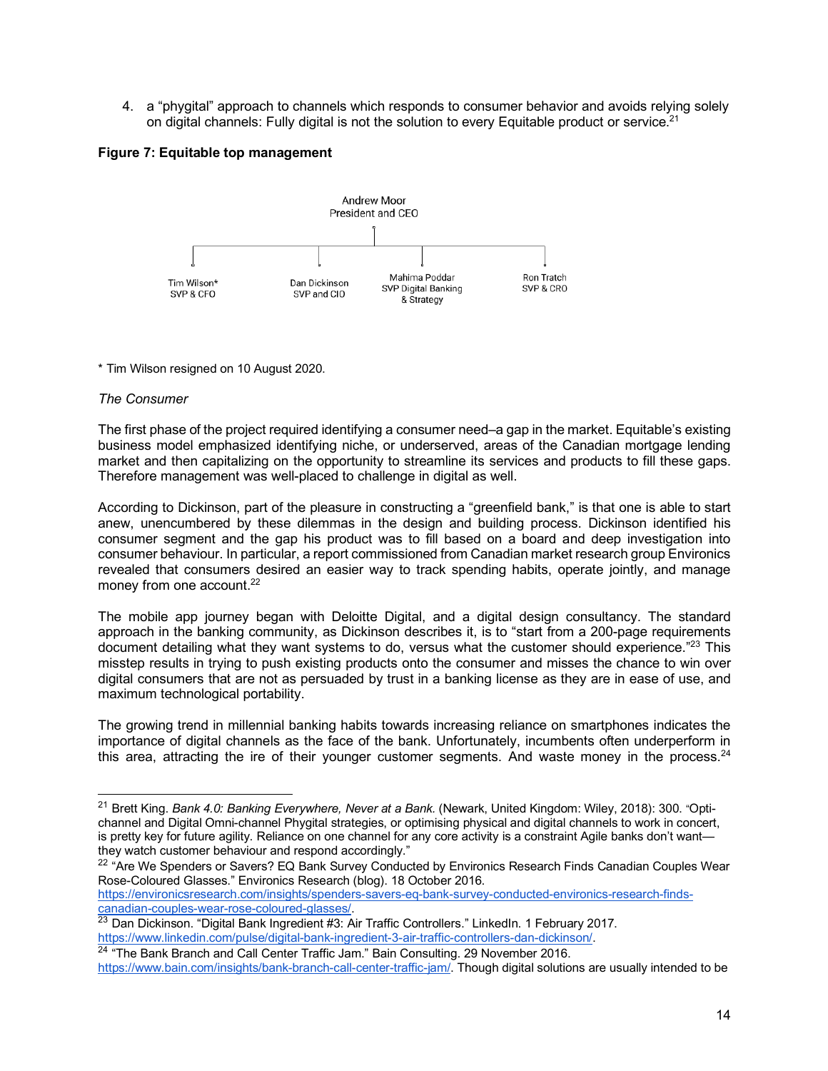4. a "phygital" approach to channels which responds to consumer behavior and avoids relying solely on digital channels: Fully digital is not the solution to every Equitable product or service.[21]

**Figure 7: Equitable top management**

Andrew Moor
President and CEO

- Tim Wilson*
  SVP & CFO
- Dan Dickinson
  SVP and CIO
- Mahima Poddar
  SVP Digital Banking & Strategy
- Ron Tratch
  SVP & CRO

* Tim Wilson resigned on 10 August 2020.

*The Consumer*

The first phase of the project required identifying a consumer need–a gap in the market. Equitable's existing business model emphasized identifying niche, or underserved, areas of the Canadian mortgage lending market and then capitalizing on the opportunity to streamline its services and products to fill these gaps. Therefore management was well-placed to challenge in digital as well.

According to Dickinson, part of the pleasure in constructing a "greenfield bank," is that one is able to start anew, unencumbered by these dilemmas in the design and building process. Dickinson identified his consumer segment and the gap his product was to fill based on a board and deep investigation into consumer behaviour. In particular, a report commissioned from Canadian market research group Environics revealed that consumers desired an easier way to track spending habits, operate jointly, and manage money from one account.[22]

The mobile app journey began with Deloitte Digital, and a digital design consultancy. The standard approach in the banking community, as Dickinson describes it, is to "start from a 200-page requirements document detailing what they want systems to do, versus what the customer should experience."[23] This misstep results in trying to push existing products onto the consumer and misses the chance to win over digital consumers that are not as persuaded by trust in a banking license as they are in ease of use, and maximum technological portability.

The growing trend in millennial banking habits towards increasing reliance on smartphones indicates the importance of digital channels as the face of the bank. Unfortunately, incumbents often underperform in this area, attracting the ire of their younger customer segments. And waste money in the process.[24]

---

[21] Brett King. *Bank 4.0: Banking Everywhere, Never at a Bank.* (Newark, United Kingdom: Wiley, 2018): 300. "Opti-channel and Digital Omni-channel Phygital strategies, or optimising physical and digital channels to work in concert, is pretty key for future agility. Reliance on one channel for any core activity is a constraint Agile banks don't want—they watch customer behaviour and respond accordingly."

[22] "Are We Spenders or Savers? EQ Bank Survey Conducted by Environics Research Finds Canadian Couples Wear Rose-Coloured Glasses." Environics Research (blog). 18 October 2016. https://environicsresearch.com/insights/spenders-savers-eq-bank-survey-conducted-environics-research-finds-canadian-couples-wear-rose-coloured-glasses/.

[23] Dan Dickinson. "Digital Bank Ingredient #3: Air Traffic Controllers." LinkedIn. 1 February 2017. https://www.linkedin.com/pulse/digital-bank-ingredient-3-air-traffic-controllers-dan-dickinson/.

[24] "The Bank Branch and Call Center Traffic Jam." Bain Consulting. 29 November 2016. https://www.bain.com/insights/bank-branch-call-center-traffic-jam/. Though digital solutions are usually intended to be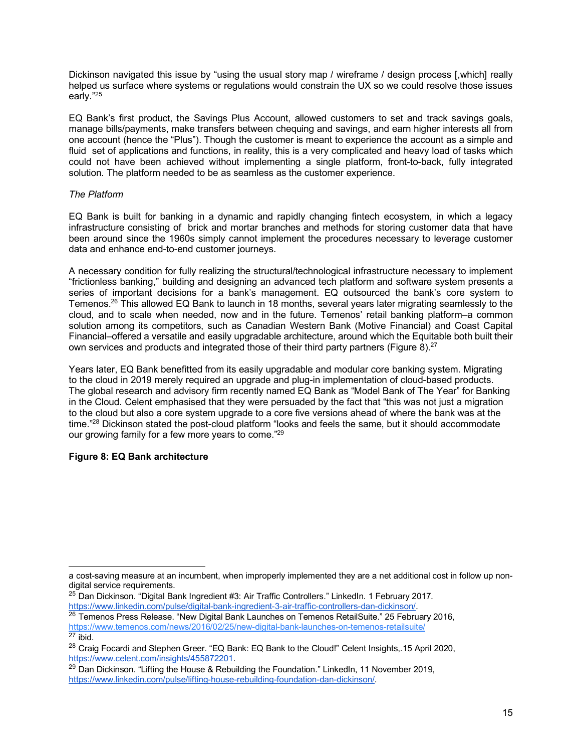Dickinson navigated this issue by "using the usual story map / wireframe / design process [,which] really helped us surface where systems or regulations would constrain the UX so we could resolve those issues early."[25]

EQ Bank's first product, the Savings Plus Account, allowed customers to set and track savings goals, manage bills/payments, make transfers between chequing and savings, and earn higher interests all from one account (hence the "Plus"). Though the customer is meant to experience the account as a simple and fluid set of applications and functions, in reality, this is a very complicated and heavy load of tasks which could not have been achieved without implementing a single platform, front-to-back, fully integrated solution. The platform needed to be as seamless as the customer experience.

*The Platform*

EQ Bank is built for banking in a dynamic and rapidly changing fintech ecosystem, in which a legacy infrastructure consisting of brick and mortar branches and methods for storing customer data that have been around since the 1960s simply cannot implement the procedures necessary to leverage customer data and enhance end-to-end customer journeys.

A necessary condition for fully realizing the structural/technological infrastructure necessary to implement "frictionless banking," building and designing an advanced tech platform and software system presents a series of important decisions for a bank's management. EQ outsourced the bank's core system to Temenos.[26] This allowed EQ Bank to launch in 18 months, several years later migrating seamlessly to the cloud, and to scale when needed, now and in the future. Temenos' retail banking platform–a common solution among its competitors, such as Canadian Western Bank (Motive Financial) and Coast Capital Financial–offered a versatile and easily upgradable architecture, around which the Equitable both built their own services and products and integrated those of their third party partners (Figure 8).[27]

Years later, EQ Bank benefitted from its easily upgradable and modular core banking system. Migrating to the cloud in 2019 merely required an upgrade and plug-in implementation of cloud-based products. The global research and advisory firm recently named EQ Bank as "Model Bank of The Year" for Banking in the Cloud. Celent emphasised that they were persuaded by the fact that "this was not just a migration to the cloud but also a core system upgrade to a core five versions ahead of where the bank was at the time."[28] Dickinson stated the post-cloud platform "looks and feels the same, but it should accommodate our growing family for a few more years to come."[29]

**Figure 8: EQ Bank architecture**

---

a cost-saving measure at an incumbent, when improperly implemented they are a net additional cost in follow up non-digital service requirements.

[25] Dan Dickinson. "Digital Bank Ingredient #3: Air Traffic Controllers." LinkedIn. 1 February 2017. https://www.linkedin.com/pulse/digital-bank-ingredient-3-air-traffic-controllers-dan-dickinson/.

[26] Temenos Press Release. "New Digital Bank Launches on Temenos RetailSuite." 25 February 2016, https://www.temenos.com/news/2016/02/25/new-digital-bank-launches-on-temenos-retailsuite/

[27] ibid.

[28] Craig Focardi and Stephen Greer. "EQ Bank: EQ Bank to the Cloud!" Celent Insights,.15 April 2020, https://www.celent.com/insights/455872201.

[29] Dan Dickinson. "Lifting the House & Rebuilding the Foundation." LinkedIn, 11 November 2019, https://www.linkedin.com/pulse/lifting-house-rebuilding-foundation-dan-dickinson/.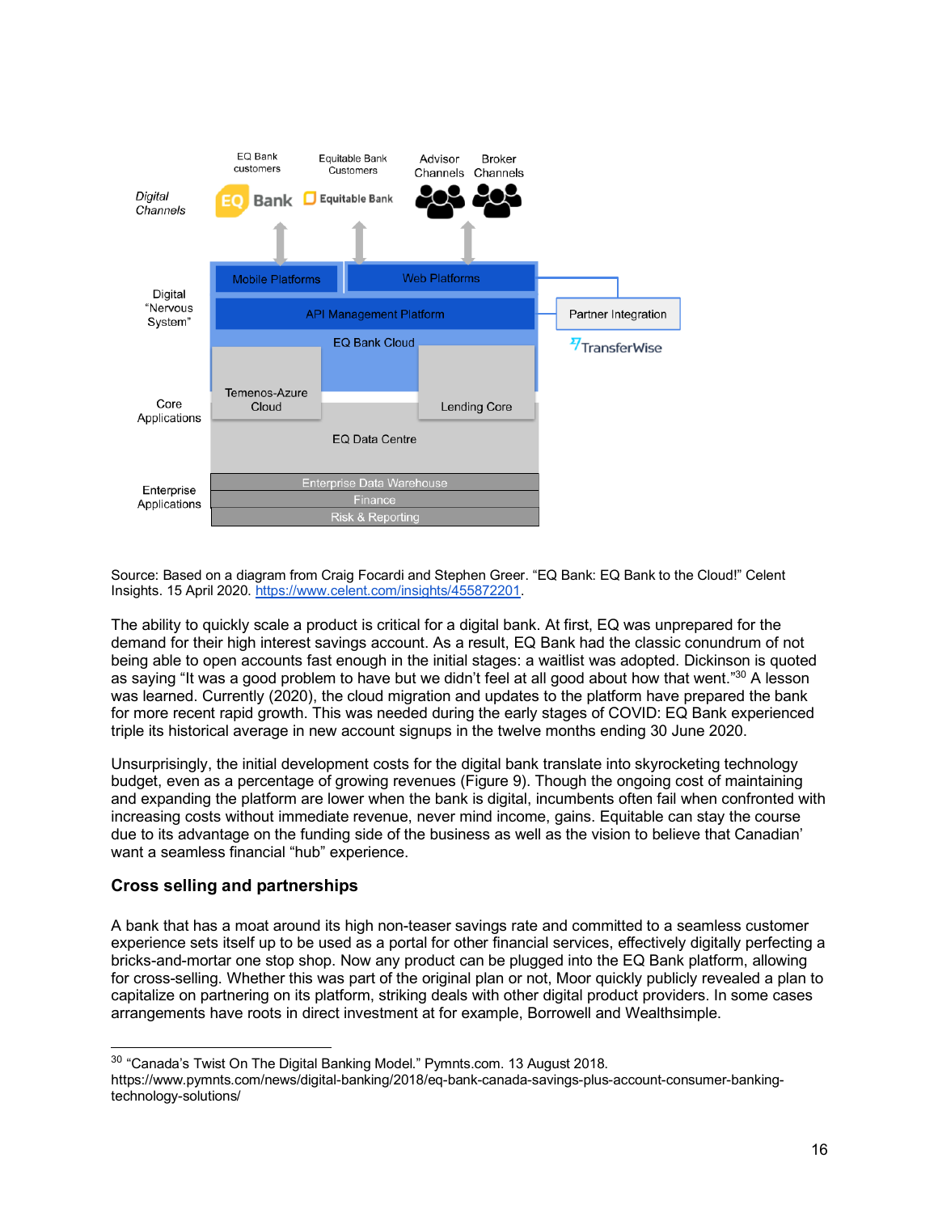Source: Based on a diagram from Craig Focardi and Stephen Greer. “EQ Bank: EQ Bank to the Cloud!” Celent Insights. 15 April 2020. https://www.celent.com/insights/455872201.

The ability to quickly scale a product is critical for a digital bank. At first, EQ was unprepared for the demand for their high interest savings account. As a result, EQ Bank had the classic conundrum of not being able to open accounts fast enough in the initial stages: a waitlist was adopted. Dickinson is quoted as saying “It was a good problem to have but we didn’t feel at all good about how that went.”[30] A lesson was learned. Currently (2020), the cloud migration and updates to the platform have prepared the bank for more recent rapid growth. This was needed during the early stages of COVID: EQ Bank experienced triple its historical average in new account signups in the twelve months ending 30 June 2020.

Unsurprisingly, the initial development costs for the digital bank translate into skyrocketing technology budget, even as a percentage of growing revenues (Figure 9). Though the ongoing cost of maintaining and expanding the platform are lower when the bank is digital, incumbents often fail when confronted with increasing costs without immediate revenue, never mind income, gains. Equitable can stay the course due to its advantage on the funding side of the business as well as the vision to believe that Canadian’ want a seamless financial “hub” experience.

### Cross selling and partnerships

A bank that has a moat around its high non-teaser savings rate and committed to a seamless customer experience sets itself up to be used as a portal for other financial services, effectively digitally perfecting a bricks-and-mortar one stop shop. Now any product can be plugged into the EQ Bank platform, allowing for cross-selling. Whether this was part of the original plan or not, Moor quickly publicly revealed a plan to capitalize on partnering on its platform, striking deals with other digital product providers. In some cases arrangements have roots in direct investment at for example, Borrowell and Wealthsimple.

---

[30] “Canada’s Twist On The Digital Banking Model.” Pymnts.com. 13 August 2018. https://www.pymnts.com/news/digital-banking/2018/eq-bank-canada-savings-plus-account-consumer-banking-technology-solutions/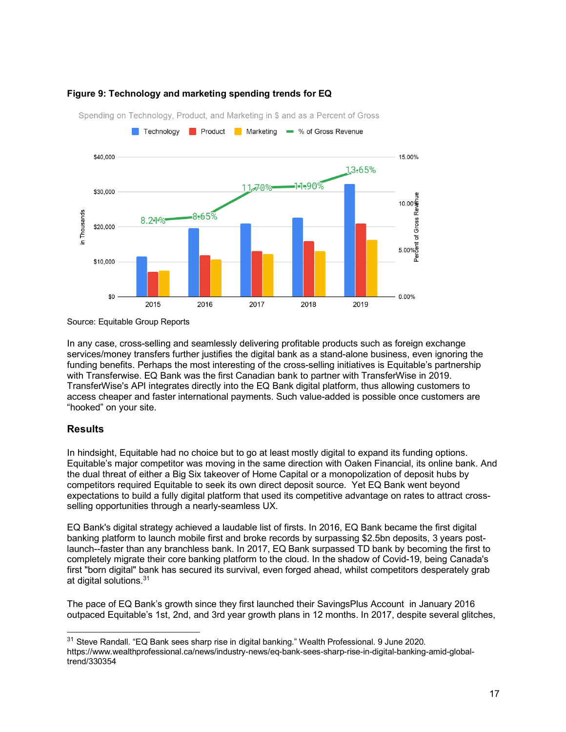**Figure 9: Technology and marketing spending trends for EQ**

Source: Equitable Group Reports

In any case, cross-selling and seamlessly delivering profitable products such as foreign exchange services/money transfers further justifies the digital bank as a stand-alone business, even ignoring the funding benefits. Perhaps the most interesting of the cross-selling initiatives is Equitable's partnership with Transferwise. EQ Bank was the first Canadian bank to partner with TransferWise in 2019. TransferWise's API integrates directly into the EQ Bank digital platform, thus allowing customers to access cheaper and faster international payments. Such value-added is possible once customers are "hooked" on your site.

## Results

In hindsight, Equitable had no choice but to go at least mostly digital to expand its funding options. Equitable's major competitor was moving in the same direction with Oaken Financial, its online bank. And the dual threat of either a Big Six takeover of Home Capital or a monopolization of deposit hubs by competitors required Equitable to seek its own direct deposit source. Yet EQ Bank went beyond expectations to build a fully digital platform that used its competitive advantage on rates to attract cross-selling opportunities through a nearly-seamless UX.

EQ Bank's digital strategy achieved a laudable list of firsts. In 2016, EQ Bank became the first digital banking platform to launch mobile first and broke records by surpassing $2.5bn deposits, 3 years post-launch--faster than any branchless bank. In 2017, EQ Bank surpassed TD bank by becoming the first to completely migrate their core banking platform to the cloud. In the shadow of Covid-19, being Canada's first "born digital" bank has secured its survival, even forged ahead, whilst competitors desperately grab at digital solutions.[31]

The pace of EQ Bank's growth since they first launched their SavingsPlus Account in January 2016 outpaced Equitable's 1st, 2nd, and 3rd year growth plans in 12 months. In 2017, despite several glitches,

[31] Steve Randall. "EQ Bank sees sharp rise in digital banking." Wealth Professional. 9 June 2020. https://www.wealthprofessional.ca/news/industry-news/eq-bank-sees-sharp-rise-in-digital-banking-amid-global-trend/330354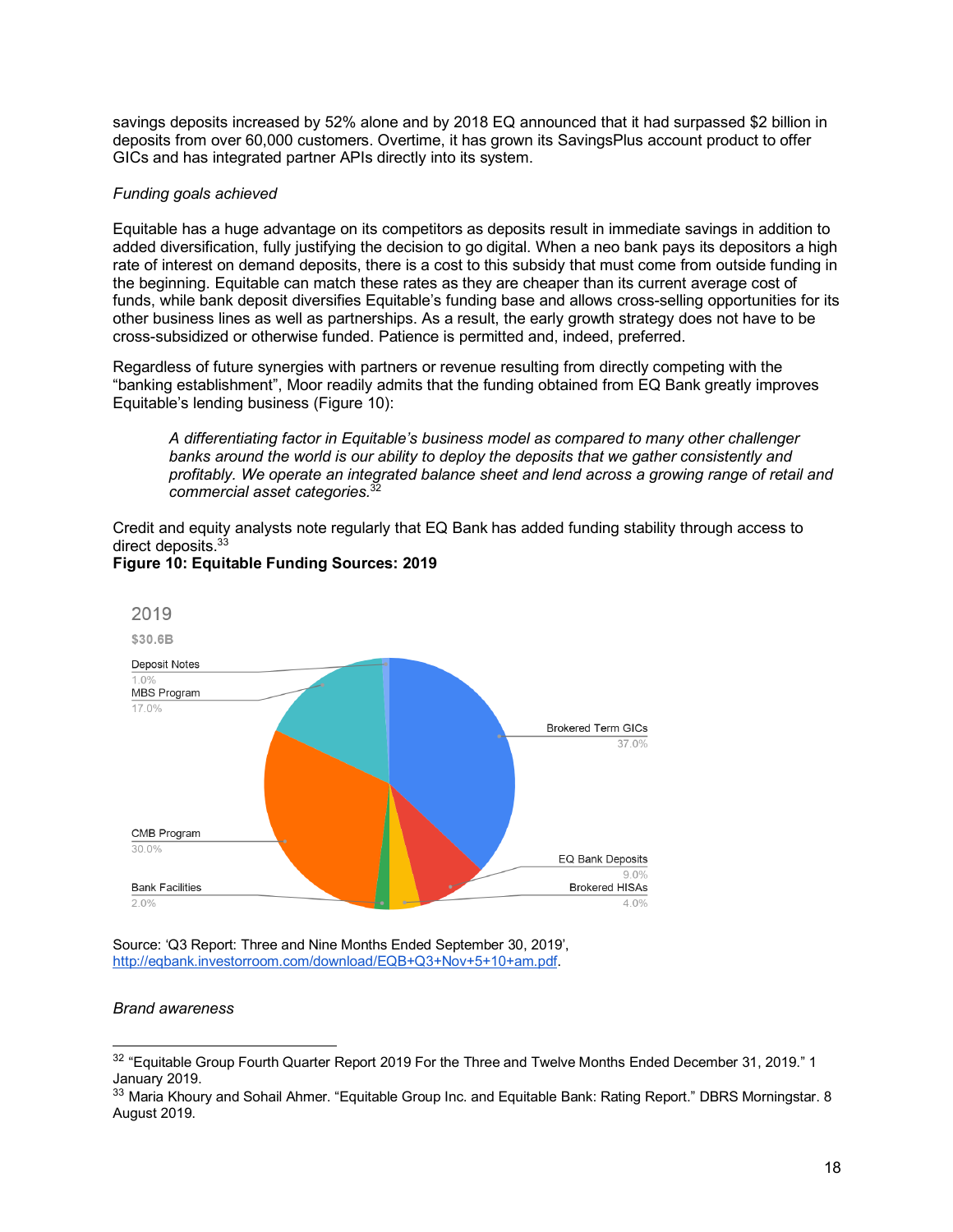savings deposits increased by 52% alone and by 2018 EQ announced that it had surpassed $2 billion in deposits from over 60,000 customers. Overtime, it has grown its SavingsPlus account product to offer GICs and has integrated partner APIs directly into its system.

*Funding goals achieved*

Equitable has a huge advantage on its competitors as deposits result in immediate savings in addition to added diversification, fully justifying the decision to go digital. When a neo bank pays its depositors a high rate of interest on demand deposits, there is a cost to this subsidy that must come from outside funding in the beginning. Equitable can match these rates as they are cheaper than its current average cost of funds, while bank deposit diversifies Equitable's funding base and allows cross-selling opportunities for its other business lines as well as partnerships. As a result, the early growth strategy does not have to be cross-subsidized or otherwise funded. Patience is permitted and, indeed, preferred.

Regardless of future synergies with partners or revenue resulting from directly competing with the "banking establishment", Moor readily admits that the funding obtained from EQ Bank greatly improves Equitable's lending business (Figure 10):

> *A differentiating factor in Equitable's business model as compared to many other challenger banks around the world is our ability to deploy the deposits that we gather consistently and profitably. We operate an integrated balance sheet and lend across a growing range of retail and commercial asset categories.*[32]

Credit and equity analysts note regularly that EQ Bank has added funding stability through access to direct deposits.[33]

**Figure 10: Equitable Funding Sources: 2019**

2019

$30.6B

| Funding Source | Share |
|---|---|
| Brokered Term GICs | 37.0% |
| CMB Program | 30.0% |
| MBS Program | 17.0% |
| EQ Bank Deposits | 9.0% |
| Brokered HISAs | 4.0% |
| Bank Facilities | 2.0% |
| Deposit Notes | 1.0% |

Source: 'Q3 Report: Three and Nine Months Ended September 30, 2019', http://eqbank.investorroom.com/download/EQB+Q3+Nov+5+10+am.pdf.

*Brand awareness*

---

[32] "Equitable Group Fourth Quarter Report 2019 For the Three and Twelve Months Ended December 31, 2019." 1 January 2019.

[33] Maria Khoury and Sohail Ahmer. "Equitable Group Inc. and Equitable Bank: Rating Report." DBRS Morningstar. 8 August 2019.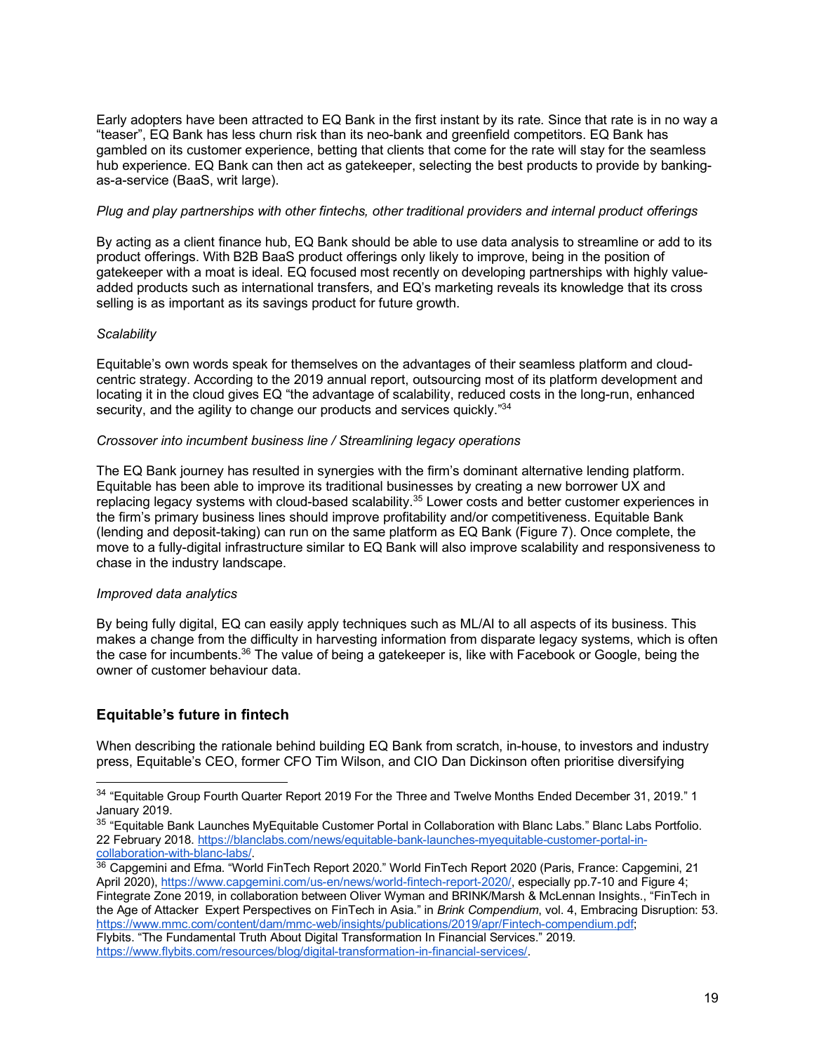Early adopters have been attracted to EQ Bank in the first instant by its rate. Since that rate is in no way a "teaser", EQ Bank has less churn risk than its neo-bank and greenfield competitors. EQ Bank has gambled on its customer experience, betting that clients that come for the rate will stay for the seamless hub experience. EQ Bank can then act as gatekeeper, selecting the best products to provide by banking-as-a-service (BaaS, writ large).

*Plug and play partnerships with other fintechs, other traditional providers and internal product offerings*

By acting as a client finance hub, EQ Bank should be able to use data analysis to streamline or add to its product offerings. With B2B BaaS product offerings only likely to improve, being in the position of gatekeeper with a moat is ideal. EQ focused most recently on developing partnerships with highly value-added products such as international transfers, and EQ's marketing reveals its knowledge that its cross selling is as important as its savings product for future growth.

*Scalability*

Equitable's own words speak for themselves on the advantages of their seamless platform and cloud-centric strategy. According to the 2019 annual report, outsourcing most of its platform development and locating it in the cloud gives EQ "the advantage of scalability, reduced costs in the long-run, enhanced security, and the agility to change our products and services quickly."[34]

*Crossover into incumbent business line / Streamlining legacy operations*

The EQ Bank journey has resulted in synergies with the firm's dominant alternative lending platform. Equitable has been able to improve its traditional businesses by creating a new borrower UX and replacing legacy systems with cloud-based scalability.[35] Lower costs and better customer experiences in the firm's primary business lines should improve profitability and/or competitiveness. Equitable Bank (lending and deposit-taking) can run on the same platform as EQ Bank (Figure 7). Once complete, the move to a fully-digital infrastructure similar to EQ Bank will also improve scalability and responsiveness to chase in the industry landscape.

*Improved data analytics*

By being fully digital, EQ can easily apply techniques such as ML/AI to all aspects of its business. This makes a change from the difficulty in harvesting information from disparate legacy systems, which is often the case for incumbents.[36] The value of being a gatekeeper is, like with Facebook or Google, being the owner of customer behaviour data.

## Equitable's future in fintech

When describing the rationale behind building EQ Bank from scratch, in-house, to investors and industry press, Equitable's CEO, former CFO Tim Wilson, and CIO Dan Dickinson often prioritise diversifying

---

[34] "Equitable Group Fourth Quarter Report 2019 For the Three and Twelve Months Ended December 31, 2019." 1 January 2019.

[35] "Equitable Bank Launches MyEquitable Customer Portal in Collaboration with Blanc Labs." Blanc Labs Portfolio. 22 February 2018. https://blanclabs.com/news/equitable-bank-launches-myequitable-customer-portal-in-collaboration-with-blanc-labs/.

[36] Capgemini and Efma. "World FinTech Report 2020." World FinTech Report 2020 (Paris, France: Capgemini, 21 April 2020), https://www.capgemini.com/us-en/news/world-fintech-report-2020/, especially pp.7-10 and Figure 4; Fintegrate Zone 2019, in collaboration between Oliver Wyman and BRINK/Marsh & McLennan Insights., "FinTech in the Age of Attacker Expert Perspectives on FinTech in Asia." in *Brink Compendium*, vol. 4, Embracing Disruption: 53. https://www.mmc.com/content/dam/mmc-web/insights/publications/2019/apr/Fintech-compendium.pdf; Flybits. "The Fundamental Truth About Digital Transformation In Financial Services." 2019. https://www.flybits.com/resources/blog/digital-transformation-in-financial-services/.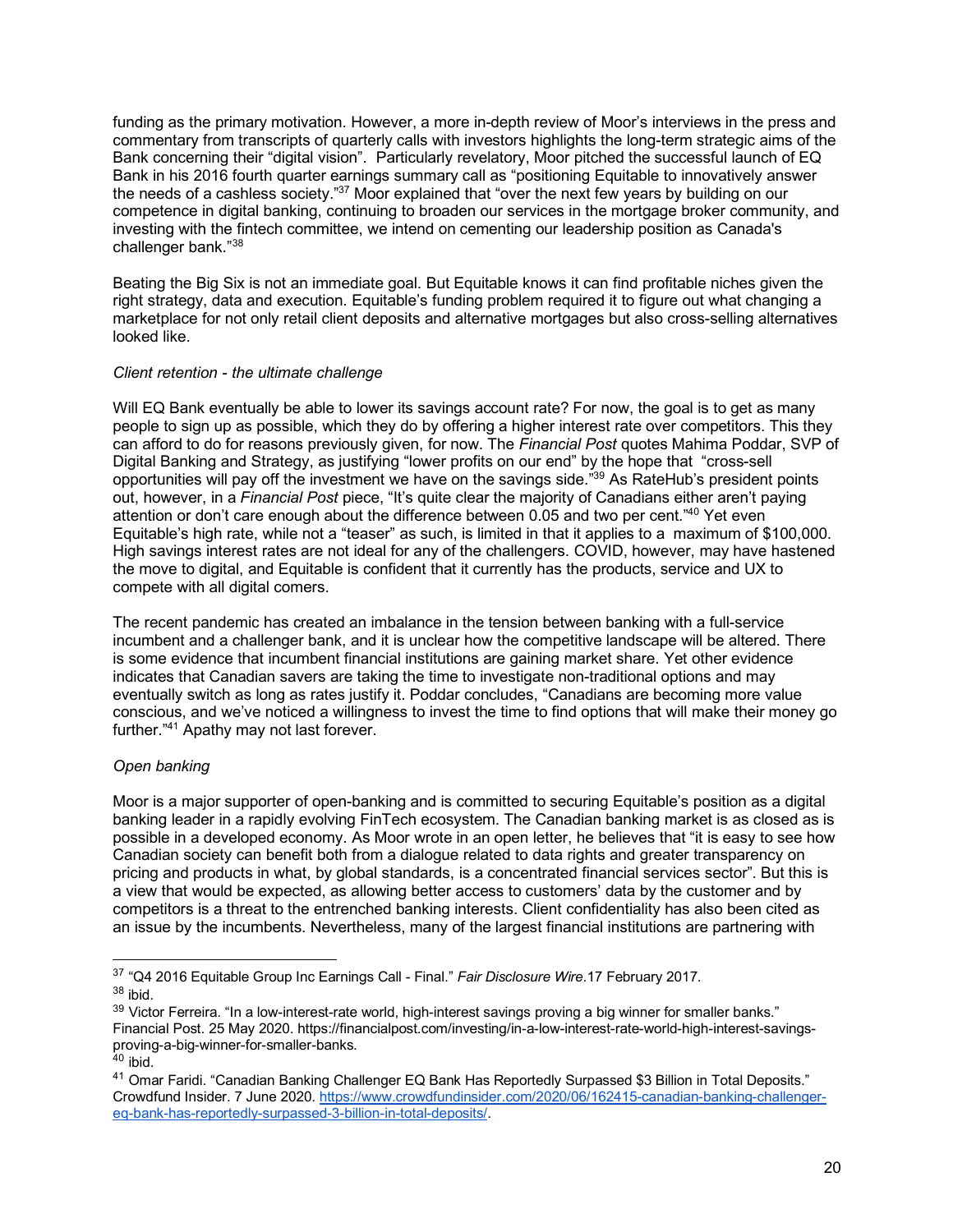funding as the primary motivation. However, a more in-depth review of Moor's interviews in the press and commentary from transcripts of quarterly calls with investors highlights the long-term strategic aims of the Bank concerning their "digital vision". Particularly revelatory, Moor pitched the successful launch of EQ Bank in his 2016 fourth quarter earnings summary call as "positioning Equitable to innovatively answer the needs of a cashless society."[37] Moor explained that "over the next few years by building on our competence in digital banking, continuing to broaden our services in the mortgage broker community, and investing with the fintech committee, we intend on cementing our leadership position as Canada's challenger bank."[38]

Beating the Big Six is not an immediate goal. But Equitable knows it can find profitable niches given the right strategy, data and execution. Equitable's funding problem required it to figure out what changing a marketplace for not only retail client deposits and alternative mortgages but also cross-selling alternatives looked like.

*Client retention - the ultimate challenge*

Will EQ Bank eventually be able to lower its savings account rate? For now, the goal is to get as many people to sign up as possible, which they do by offering a higher interest rate over competitors. This they can afford to do for reasons previously given, for now. The *Financial Post* quotes Mahima Poddar, SVP of Digital Banking and Strategy, as justifying "lower profits on our end" by the hope that "cross-sell opportunities will pay off the investment we have on the savings side."[39] As RateHub's president points out, however, in a *Financial Post* piece, "It's quite clear the majority of Canadians either aren't paying attention or don't care enough about the difference between 0.05 and two per cent."[40] Yet even Equitable's high rate, while not a "teaser" as such, is limited in that it applies to a maximum of $100,000. High savings interest rates are not ideal for any of the challengers. COVID, however, may have hastened the move to digital, and Equitable is confident that it currently has the products, service and UX to compete with all digital comers.

The recent pandemic has created an imbalance in the tension between banking with a full-service incumbent and a challenger bank, and it is unclear how the competitive landscape will be altered. There is some evidence that incumbent financial institutions are gaining market share. Yet other evidence indicates that Canadian savers are taking the time to investigate non-traditional options and may eventually switch as long as rates justify it. Poddar concludes, "Canadians are becoming more value conscious, and we've noticed a willingness to invest the time to find options that will make their money go further."[41] Apathy may not last forever.

*Open banking*

Moor is a major supporter of open-banking and is committed to securing Equitable's position as a digital banking leader in a rapidly evolving FinTech ecosystem. The Canadian banking market is as closed as is possible in a developed economy. As Moor wrote in an open letter, he believes that "it is easy to see how Canadian society can benefit both from a dialogue related to data rights and greater transparency on pricing and products in what, by global standards, is a concentrated financial services sector". But this is a view that would be expected, as allowing better access to customers' data by the customer and by competitors is a threat to the entrenched banking interests. Client confidentiality has also been cited as an issue by the incumbents. Nevertheless, many of the largest financial institutions are partnering with

---

[37] "Q4 2016 Equitable Group Inc Earnings Call - Final." *Fair Disclosure Wire*.17 February 2017.

[38] ibid.

[39] Victor Ferreira. "In a low-interest-rate world, high-interest savings proving a big winner for smaller banks." Financial Post. 25 May 2020. https://financialpost.com/investing/in-a-low-interest-rate-world-high-interest-savings-proving-a-big-winner-for-smaller-banks.

[40] ibid.

[41] Omar Faridi. "Canadian Banking Challenger EQ Bank Has Reportedly Surpassed $3 Billion in Total Deposits." Crowdfund Insider. 7 June 2020. https://www.crowdfundinsider.com/2020/06/162415-canadian-banking-challenger-eq-bank-has-reportedly-surpassed-3-billion-in-total-deposits/.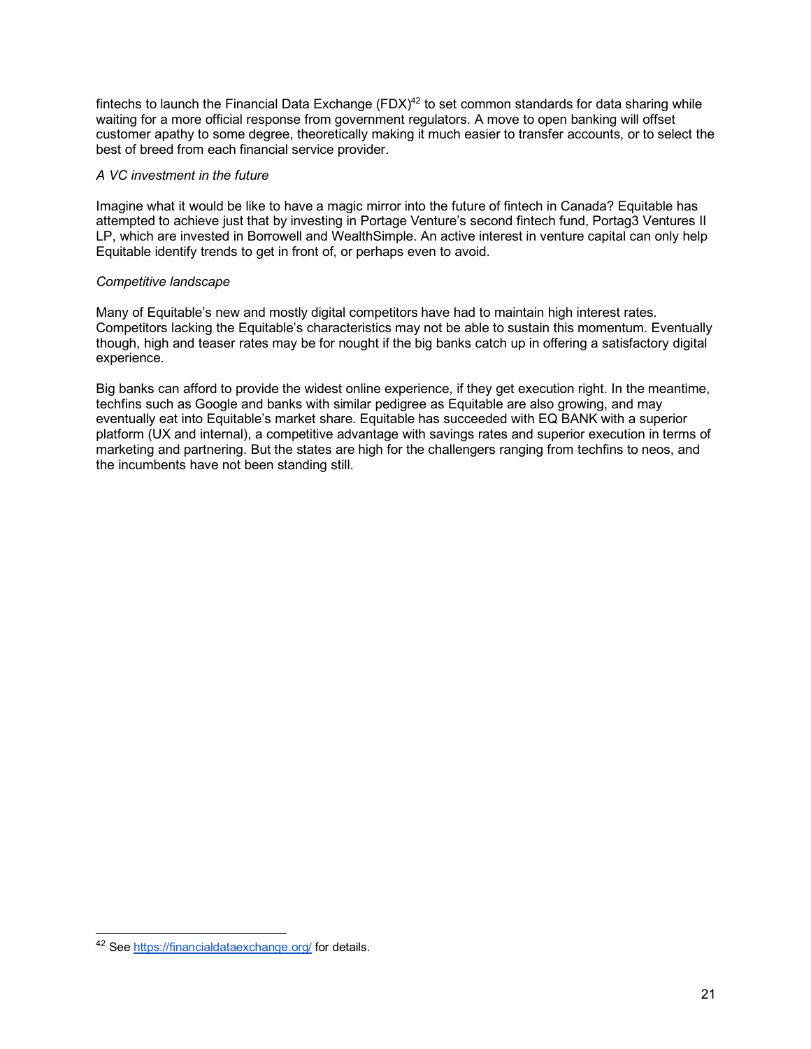fintechs to launch the Financial Data Exchange (FDX)[42] to set common standards for data sharing while waiting for a more official response from government regulators. A move to open banking will offset customer apathy to some degree, theoretically making it much easier to transfer accounts, or to select the best of breed from each financial service provider.

*A VC investment in the future*

Imagine what it would be like to have a magic mirror into the future of fintech in Canada? Equitable has attempted to achieve just that by investing in Portage Venture's second fintech fund, Portag3 Ventures II LP, which are invested in Borrowell and WealthSimple. An active interest in venture capital can only help Equitable identify trends to get in front of, or perhaps even to avoid.

*Competitive landscape*

Many of Equitable's new and mostly digital competitors have had to maintain high interest rates. Competitors lacking the Equitable's characteristics may not be able to sustain this momentum. Eventually though, high and teaser rates may be for nought if the big banks catch up in offering a satisfactory digital experience.

Big banks can afford to provide the widest online experience, if they get execution right. In the meantime, techfins such as Google and banks with similar pedigree as Equitable are also growing, and may eventually eat into Equitable's market share. Equitable has succeeded with EQ BANK with a superior platform (UX and internal), a competitive advantage with savings rates and superior execution in terms of marketing and partnering. But the states are high for the challengers ranging from techfins to neos, and the incumbents have not been standing still.

[42] See https://financialdataexchange.org/ for details.